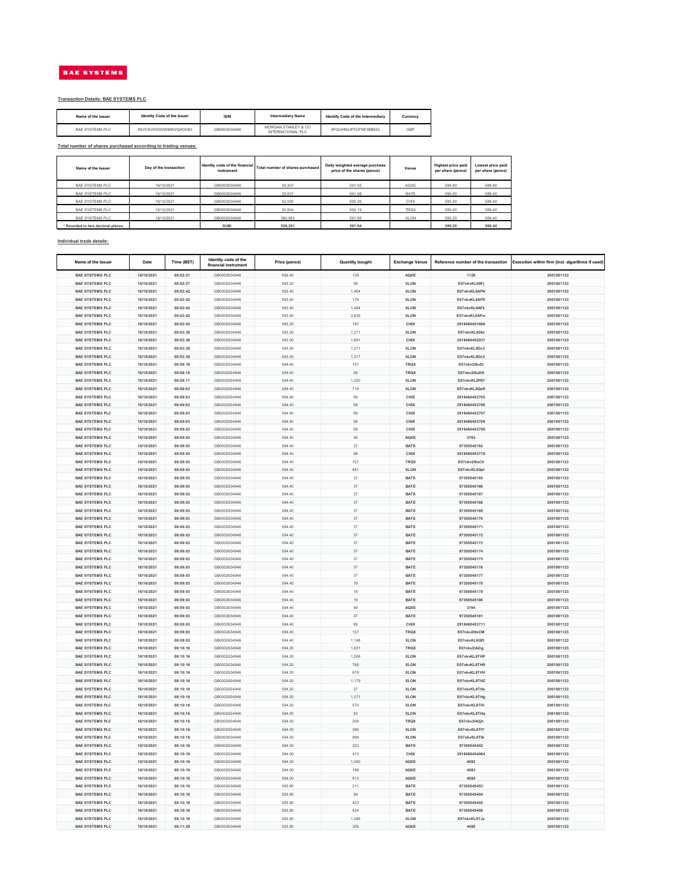BAE SYSTEMS

**Transaction Details: BAE SYSTEMS PLC**

| Name of the Issuer | Identity Code of the Issuer | ISIN | Intermediary Name | Identify Code of the Intermediary | Currency |
|---|---|---|---|---|---|
| BAE SYSTEMS PLC | 8SVCSVKSGDWMW2QHOH83 | GB0002634946 | MORGAN STANLEY & CO INTERNATIONAL PLC | 4PQUHN3JPFGFNF3BB653 | GBP |

**Total number of shares purchased according to trading venues:**

| Name of the Issuer | Day of the transaction | Identity code of the financial instrument | Total number of shares purchased | Daily weighted average purchase price of the shares (pence) | Venue | Highest price paid per share (pence) | Lowest price paid per share (pence) |
|---|---|---|---|---|---|---|---|
| BAE SYSTEMS PLC | 18/10/2021 | GB0002634946 | 30,307 | 591.55 | AQXE | 594.60 | 588.80 |
| BAE SYSTEMS PLC | 18/10/2021 | GB0002634946 | 32,007 | 591.98 | BATE | 595.00 | 588.40 |
| BAE SYSTEMS PLC | 18/10/2021 | GB0002634946 | 62,000 | 592.26 | CHIX | 595.00 | 588.40 |
| BAE SYSTEMS PLC | 18/10/2021 | GB0002634946 | 30,904 | 592.19 | TRQX | 595.00 | 588.40 |
| BAE SYSTEMS PLC | 18/10/2021 | GB0002634946 | 380,983 | 591.89 | XLON | 595.20 | 588.40 |
| * Rounded to two decimal places | | SUM: | 536,201 | 591.94 | | 595.20 | 588.40 |

**Individual trade details:**

| Name of the Issuer | Date | Time (BST) | Identity code of the financial instrument | Price (pence) | Quantity bought | Exchange Venue | Reference number of the transaction | Execution within firm [incl. algorithms if used] |
|---|---|---|---|---|---|---|---|---|
| BAE SYSTEMS PLC | 18/10/2021 | 08:02:21 | GB0002634946 | 592.40 | 130 | AQXE | 1128 | 2001001123 |
| BAE SYSTEMS PLC | 18/10/2021 | 08:02:27 | GB0002634946 | 593.20 | 99 | XLON | E07nkvKL99Fj | 2001001123 |
| BAE SYSTEMS PLC | 18/10/2021 | 08:02:42 | GB0002634946 | 593.40 | 1,404 | XLON | E07nkvKL9AFN | 2001001123 |
| BAE SYSTEMS PLC | 18/10/2021 | 08:02:42 | GB0002634946 | 593.40 | 176 | XLON | E07nkvKL9AFR | 2001001123 |
| BAE SYSTEMS PLC | 18/10/2021 | 08:02:42 | GB0002634946 | 593.40 | 1,404 | XLON | E07nkvKL9AFk | 2001001123 |
| BAE SYSTEMS PLC | 18/10/2021 | 08:02:42 | GB0002634946 | 593.40 | 2,835 | XLON | E07nkvKL9AFm | 2001001123 |
| BAE SYSTEMS PLC | 18/10/2021 | 08:02:43 | GB0002634946 | 593.20 | 187 | CHIX | 2918460451806 | 2001001123 |
| BAE SYSTEMS PLC | 18/10/2021 | 08:03:38 | GB0002634946 | 593.00 | 1,211 | XLON | E07nkvKL9Dbl | 2001001123 |
| BAE SYSTEMS PLC | 18/10/2021 | 08:03:38 | GB0002634946 | 593.00 | 1,691 | CHIX | 2918460452037 | 2001001123 |
| BAE SYSTEMS PLC | 18/10/2021 | 08:03:38 | GB0002634946 | 593.00 | 1,211 | XLON | E07nkvKL9Dc3 | 2001001123 |
| BAE SYSTEMS PLC | 18/10/2021 | 08:03:38 | GB0002634946 | 593.00 | 1,317 | XLON | E07nkvKL9Dc5 | 2001001123 |
| BAE SYSTEMS PLC | 18/10/2021 | 08:08:16 | GB0002634946 | 594.40 | 157 | TRQX | E07nkv2l9uDI | 2001001123 |
| BAE SYSTEMS PLC | 18/10/2021 | 08:08:16 | GB0002634946 | 594.40 | 26 | TRQX | E07nkv2l9uDK | 2001001123 |
| BAE SYSTEMS PLC | 18/10/2021 | 08:08:17 | GB0002634946 | 594.40 | 1,200 | XLON | E07nkvKL9PEf | 2001001123 |
| BAE SYSTEMS PLC | 18/10/2021 | 08:09:03 | GB0002634946 | 594.40 | 719 | XLON | E07nkvKL9QeR | 2001001123 |
| BAE SYSTEMS PLC | 18/10/2021 | 08:09:03 | GB0002634946 | 594.40 | 69 | CHIX | 2918460453705 | 2001001123 |
| BAE SYSTEMS PLC | 18/10/2021 | 08:09:03 | GB0002634946 | 594.40 | 69 | CHIX | 2918460453706 | 2001001123 |
| BAE SYSTEMS PLC | 18/10/2021 | 08:09:03 | GB0002634946 | 594.40 | 69 | CHIX | 2918460453707 | 2001001123 |
| BAE SYSTEMS PLC | 18/10/2021 | 08:09:03 | GB0002634946 | 594.40 | 69 | CHIX | 2918460453708 | 2001001123 |
| BAE SYSTEMS PLC | 18/10/2021 | 08:09:03 | GB0002634946 | 594.40 | 69 | CHIX | 2918460453709 | 2001001123 |
| BAE SYSTEMS PLC | 18/10/2021 | 08:09:03 | GB0002634946 | 594.40 | 49 | AQXE | 3763 | 2001001123 |
| BAE SYSTEMS PLC | 18/10/2021 | 08:09:03 | GB0002634946 | 594.40 | 37 | BATE | 97350545162 | 2001001123 |
| BAE SYSTEMS PLC | 18/10/2021 | 08:09:03 | GB0002634946 | 594.40 | 69 | CHIX | 2918460453710 | 2001001123 |
| BAE SYSTEMS PLC | 18/10/2021 | 08:09:03 | GB0002634946 | 594.40 | 157 | TRQX | E07nkv2l9xC5 | 2001001123 |
| BAE SYSTEMS PLC | 18/10/2021 | 08:09:03 | GB0002634946 | 594.40 | 481 | XLON | E07nkvKL9Qel | 2001001123 |
| BAE SYSTEMS PLC | 18/10/2021 | 08:09:03 | GB0002634946 | 594.40 | 37 | BATE | 97350545165 | 2001001123 |
| BAE SYSTEMS PLC | 18/10/2021 | 08:09:03 | GB0002634946 | 594.40 | 37 | BATE | 97350545166 | 2001001123 |
| BAE SYSTEMS PLC | 18/10/2021 | 08:09:03 | GB0002634946 | 594.40 | 37 | BATE | 97350545167 | 2001001123 |
| BAE SYSTEMS PLC | 18/10/2021 | 08:09:03 | GB0002634946 | 594.40 | 37 | BATE | 97350545168 | 2001001123 |
| BAE SYSTEMS PLC | 18/10/2021 | 08:09:03 | GB0002634946 | 594.40 | 37 | BATE | 97350545169 | 2001001123 |
| BAE SYSTEMS PLC | 18/10/2021 | 08:09:03 | GB0002634946 | 594.40 | 37 | BATE | 97350545170 | 2001001123 |
| BAE SYSTEMS PLC | 18/10/2021 | 08:09:03 | GB0002634946 | 594.40 | 37 | BATE | 97350545171 | 2001001123 |
| BAE SYSTEMS PLC | 18/10/2021 | 08:09:03 | GB0002634946 | 594.40 | 37 | BATE | 97350545172 | 2001001123 |
| BAE SYSTEMS PLC | 18/10/2021 | 08:09:03 | GB0002634946 | 594.40 | 37 | BATE | 97350545173 | 2001001123 |
| BAE SYSTEMS PLC | 18/10/2021 | 08:09:03 | GB0002634946 | 594.40 | 37 | BATE | 97350545174 | 2001001123 |
| BAE SYSTEMS PLC | 18/10/2021 | 08:09:03 | GB0002634946 | 594.40 | 37 | BATE | 97350545175 | 2001001123 |
| BAE SYSTEMS PLC | 18/10/2021 | 08:09:03 | GB0002634946 | 594.40 | 37 | BATE | 97350545176 | 2001001123 |
| BAE SYSTEMS PLC | 18/10/2021 | 08:09:03 | GB0002634946 | 594.40 | 37 | BATE | 97350545177 | 2001001123 |
| BAE SYSTEMS PLC | 18/10/2021 | 08:09:03 | GB0002634946 | 594.40 | 19 | BATE | 97350545178 | 2001001123 |
| BAE SYSTEMS PLC | 18/10/2021 | 08:09:03 | GB0002634946 | 594.40 | 18 | BATE | 97350545179 | 2001001123 |
| BAE SYSTEMS PLC | 18/10/2021 | 08:09:03 | GB0002634946 | 594.40 | 19 | BATE | 97350545180 | 2001001123 |
| BAE SYSTEMS PLC | 18/10/2021 | 08:09:03 | GB0002634946 | 594.40 | 49 | AQXE | 3764 | 2001001123 |
| BAE SYSTEMS PLC | 18/10/2021 | 08:09:03 | GB0002634946 | 594.40 | 37 | BATE | 97350545181 | 2001001123 |
| BAE SYSTEMS PLC | 18/10/2021 | 08:09:03 | GB0002634946 | 594.40 | 69 | CHIX | 2918460453711 | 2001001123 |
| BAE SYSTEMS PLC | 18/10/2021 | 08:09:03 | GB0002634946 | 594.40 | 157 | TRQX | E07nkv2l9xCM | 2001001123 |
| BAE SYSTEMS PLC | 18/10/2021 | 08:09:03 | GB0002634946 | 594.40 | 1,148 | XLON | E07nkvKL9Qf3 | 2001001123 |
| BAE SYSTEMS PLC | 18/10/2021 | 08:10:16 | GB0002634946 | 594.20 | 1,821 | TRQX | E07nkv2lA2ig | 2001001123 |
| BAE SYSTEMS PLC | 18/10/2021 | 08:10:16 | GB0002634946 | 594.20 | 1,206 | XLON | E07nkvKL9THP | 2001001123 |
| BAE SYSTEMS PLC | 18/10/2021 | 08:10:16 | GB0002634946 | 594.20 | 768 | XLON | E07nkvKL9THR | 2001001123 |
| BAE SYSTEMS PLC | 18/10/2021 | 08:10:16 | GB0002634946 | 594.20 | 679 | XLON | E07nkvKL9THV | 2001001123 |
| BAE SYSTEMS PLC | 18/10/2021 | 08:10:16 | GB0002634946 | 594.20 | 1,179 | XLON | E07nkvKL9THZ | 2001001123 |
| BAE SYSTEMS PLC | 18/10/2021 | 08:10:16 | GB0002634946 | 594.20 | 27 | XLON | E07nkvKL9THe | 2001001123 |
| BAE SYSTEMS PLC | 18/10/2021 | 08:10:16 | GB0002634946 | 594.20 | 1,271 | XLON | E07nkvKL9THg | 2001001123 |
| BAE SYSTEMS PLC | 18/10/2021 | 08:10:16 | GB0002634946 | 594.20 | 570 | XLON | E07nkvKL9THi | 2001001123 |
| BAE SYSTEMS PLC | 18/10/2021 | 08:10:16 | GB0002634946 | 594.20 | 83 | XLON | E07nkvKL9THq | 2001001123 |
| BAE SYSTEMS PLC | 18/10/2021 | 08:10:16 | GB0002634946 | 594.00 | 209 | TRQX | E07nkv2lA2jh | 2001001123 |
| BAE SYSTEMS PLC | 18/10/2021 | 08:10:16 | GB0002634946 | 594.00 | 389 | XLON | E07nkvKL9TIY | 2001001123 |
| BAE SYSTEMS PLC | 18/10/2021 | 08:10:16 | GB0002634946 | 594.00 | 899 | XLON | E07nkvKL9TIb | 2001001123 |
| BAE SYSTEMS PLC | 18/10/2021 | 08:10:16 | GB0002634946 | 594.00 | 223 | BATE | 97350545452 | 2001001123 |
| BAE SYSTEMS PLC | 18/10/2021 | 08:10:16 | GB0002634946 | 594.00 | 413 | CHIX | 2918460454064 | 2001001123 |
| BAE SYSTEMS PLC | 18/10/2021 | 08:10:16 | GB0002634946 | 594.00 | 1,500 | AQXE | 4082 | 2001001123 |
| BAE SYSTEMS PLC | 18/10/2021 | 08:10:16 | GB0002634946 | 594.00 | 196 | AQXE | 4083 | 2001001123 |
| BAE SYSTEMS PLC | 18/10/2021 | 08:10:16 | GB0002634946 | 594.00 | 813 | AQXE | 4084 | 2001001123 |
| BAE SYSTEMS PLC | 18/10/2021 | 08:10:16 | GB0002634946 | 593.80 | 211 | BATE | 97350545453 | 2001001123 |
| BAE SYSTEMS PLC | 18/10/2021 | 08:10:16 | GB0002634946 | 593.80 | 89 | BATE | 97350545454 | 2001001123 |
| BAE SYSTEMS PLC | 18/10/2021 | 08:10:16 | GB0002634946 | 593.80 | 423 | BATE | 97350545455 | 2001001123 |
| BAE SYSTEMS PLC | 18/10/2021 | 08:10:16 | GB0002634946 | 593.80 | 424 | BATE | 97350545456 | 2001001123 |
| BAE SYSTEMS PLC | 18/10/2021 | 08:10:16 | GB0002634946 | 593.80 | 1,266 | XLON | E07nkvKL9TJx | 2001001123 |
| BAE SYSTEMS PLC | 18/10/2021 | 08:11:29 | GB0002634946 | 593.80 | 326 | AQXE | 4488 | 2001001123 |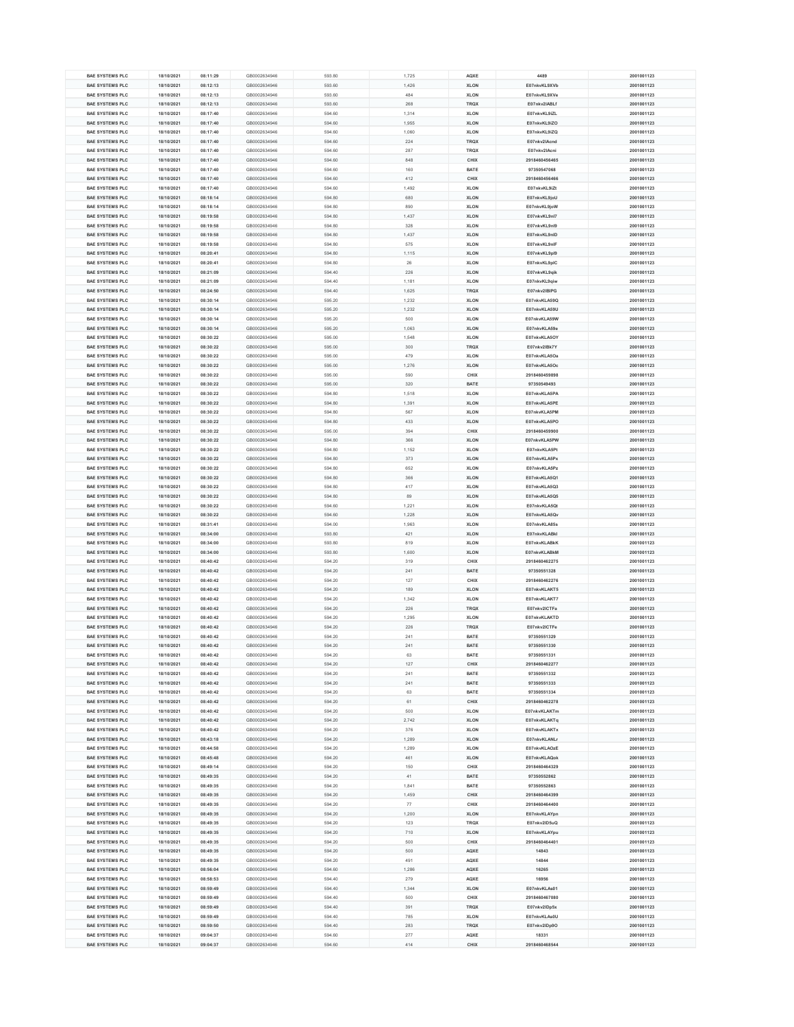| BAE SYSTEMS PLC | 18/10/2021 | 08:11:29 | GB0002634946 | 593.80 | 1,725 | AQXE | 4489 | 2001001123 |
|---|---|---|---|---|---|---|---|---|
| BAE SYSTEMS PLC | 18/10/2021 | 08:12:13 | GB0002634946 | 593.60 | 1,426 | XLON | E07nkvKL9XVb | 2001001123 |
| BAE SYSTEMS PLC | 18/10/2021 | 08:12:13 | GB0002634946 | 593.60 | 484 | XLON | E07nkvKL9XVe | 2001001123 |
| BAE SYSTEMS PLC | 18/10/2021 | 08:12:13 | GB0002634946 | 593.60 | 268 | TRQX | E07nkv2lABLf | 2001001123 |
| BAE SYSTEMS PLC | 18/10/2021 | 08:17:40 | GB0002634946 | 594.60 | 1,314 | XLON | E07nkvKL9iZL | 2001001123 |
| BAE SYSTEMS PLC | 18/10/2021 | 08:17:40 | GB0002634946 | 594.60 | 1,955 | XLON | E07nkvKL9iZO | 2001001123 |
| BAE SYSTEMS PLC | 18/10/2021 | 08:17:40 | GB0002634946 | 594.60 | 1,060 | XLON | E07nkvKL9iZQ | 2001001123 |
| BAE SYSTEMS PLC | 18/10/2021 | 08:17:40 | GB0002634946 | 594.60 | 224 | TRQX | E07nkv2lAcnd | 2001001123 |
| BAE SYSTEMS PLC | 18/10/2021 | 08:17:40 | GB0002634946 | 594.60 | 287 | TRQX | E07nkv2lAcni | 2001001123 |
| BAE SYSTEMS PLC | 18/10/2021 | 08:17:40 | GB0002634946 | 594.60 | 848 | CHIX | 2918460456465 | 2001001123 |
| BAE SYSTEMS PLC | 18/10/2021 | 08:17:40 | GB0002634946 | 594.60 | 160 | BATE | 97350547068 | 2001001123 |
| BAE SYSTEMS PLC | 18/10/2021 | 08:17:40 | GB0002634946 | 594.60 | 412 | CHIX | 2918460456466 | 2001001123 |
| BAE SYSTEMS PLC | 18/10/2021 | 08:17:40 | GB0002634946 | 594.60 | 1,492 | XLON | E07nkvKL9iZt | 2001001123 |
| BAE SYSTEMS PLC | 18/10/2021 | 08:18:14 | GB0002634946 | 594.80 | 680 | XLON | E07nkvKL9joU | 2001001123 |
| BAE SYSTEMS PLC | 18/10/2021 | 08:18:14 | GB0002634946 | 594.80 | 890 | XLON | E07nkvKL9joW | 2001001123 |
| BAE SYSTEMS PLC | 18/10/2021 | 08:19:58 | GB0002634946 | 594.80 | 1,437 | XLON | E07nkvKL9nl7 | 2001001123 |
| BAE SYSTEMS PLC | 18/10/2021 | 08:19:58 | GB0002634946 | 594.80 | 328 | XLON | E07nkvKL9nl9 | 2001001123 |
| BAE SYSTEMS PLC | 18/10/2021 | 08:19:58 | GB0002634946 | 594.80 | 1,437 | XLON | E07nkvKL9nlD | 2001001123 |
| BAE SYSTEMS PLC | 18/10/2021 | 08:19:58 | GB0002634946 | 594.80 | 575 | XLON | E07nkvKL9nlF | 2001001123 |
| BAE SYSTEMS PLC | 18/10/2021 | 08:20:41 | GB0002634946 | 594.80 | 1,115 | XLON | E07nkvKL9pl9 | 2001001123 |
| BAE SYSTEMS PLC | 18/10/2021 | 08:20:41 | GB0002634946 | 594.80 | 26 | XLON | E07nkvKL9plC | 2001001123 |
| BAE SYSTEMS PLC | 18/10/2021 | 08:21:09 | GB0002634946 | 594.40 | 226 | XLON | E07nkvKL9qik | 2001001123 |
| BAE SYSTEMS PLC | 18/10/2021 | 08:21:09 | GB0002634946 | 594.40 | 1,181 | XLON | E07nkvKL9qiw | 2001001123 |
| BAE SYSTEMS PLC | 18/10/2021 | 08:24:50 | GB0002634946 | 594.40 | 1,625 | TRQX | E07nkv2lBlPG | 2001001123 |
| BAE SYSTEMS PLC | 18/10/2021 | 08:30:14 | GB0002634946 | 595.20 | 1,232 | XLON | E07nkvKLA59Q | 2001001123 |
| BAE SYSTEMS PLC | 18/10/2021 | 08:30:14 | GB0002634946 | 595.20 | 1,232 | XLON | E07nkvKLA59U | 2001001123 |
| BAE SYSTEMS PLC | 18/10/2021 | 08:30:14 | GB0002634946 | 595.20 | 500 | XLON | E07nkvKLA59W | 2001001123 |
| BAE SYSTEMS PLC | 18/10/2021 | 08:30:14 | GB0002634946 | 595.20 | 1,063 | XLON | E07nkvKLA59e | 2001001123 |
| BAE SYSTEMS PLC | 18/10/2021 | 08:30:22 | GB0002634946 | 595.00 | 1,548 | XLON | E07nkvKLA5OY | 2001001123 |
| BAE SYSTEMS PLC | 18/10/2021 | 08:30:22 | GB0002634946 | 595.00 | 300 | TRQX | E07nkv2lBk7Y | 2001001123 |
| BAE SYSTEMS PLC | 18/10/2021 | 08:30:22 | GB0002634946 | 595.00 | 479 | XLON | E07nkvKLA5Oa | 2001001123 |
| BAE SYSTEMS PLC | 18/10/2021 | 08:30:22 | GB0002634946 | 595.00 | 1,276 | XLON | E07nkvKLA5Oc | 2001001123 |
| BAE SYSTEMS PLC | 18/10/2021 | 08:30:22 | GB0002634946 | 595.00 | 590 | CHIX | 2918460459898 | 2001001123 |
| BAE SYSTEMS PLC | 18/10/2021 | 08:30:22 | GB0002634946 | 595.00 | 320 | BATE | 97350549493 | 2001001123 |
| BAE SYSTEMS PLC | 18/10/2021 | 08:30:22 | GB0002634946 | 594.80 | 1,518 | XLON | E07nkvKLA5PA | 2001001123 |
| BAE SYSTEMS PLC | 18/10/2021 | 08:30:22 | GB0002634946 | 594.80 | 1,391 | XLON | E07nkvKLA5PE | 2001001123 |
| BAE SYSTEMS PLC | 18/10/2021 | 08:30:22 | GB0002634946 | 594.80 | 567 | XLON | E07nkvKLA5PM | 2001001123 |
| BAE SYSTEMS PLC | 18/10/2021 | 08:30:22 | GB0002634946 | 594.80 | 433 | XLON | E07nkvKLA5PO | 2001001123 |
| BAE SYSTEMS PLC | 18/10/2021 | 08:30:22 | GB0002634946 | 595.00 | 394 | CHIX | 2918460459900 | 2001001123 |
| BAE SYSTEMS PLC | 18/10/2021 | 08:30:22 | GB0002634946 | 594.80 | 366 | XLON | E07nkvKLA5PW | 2001001123 |
| BAE SYSTEMS PLC | 18/10/2021 | 08:30:22 | GB0002634946 | 594.80 | 1,152 | XLON | E07nkvKLA5Pt | 2001001123 |
| BAE SYSTEMS PLC | 18/10/2021 | 08:30:22 | GB0002634946 | 594.80 | 373 | XLON | E07nkvKLA5Px | 2001001123 |
| BAE SYSTEMS PLC | 18/10/2021 | 08:30:22 | GB0002634946 | 594.80 | 652 | XLON | E07nkvKLA5Pz | 2001001123 |
| BAE SYSTEMS PLC | 18/10/2021 | 08:30:22 | GB0002634946 | 594.80 | 366 | XLON | E07nkvKLA5Q1 | 2001001123 |
| BAE SYSTEMS PLC | 18/10/2021 | 08:30:22 | GB0002634946 | 594.80 | 417 | XLON | E07nkvKLA5Q3 | 2001001123 |
| BAE SYSTEMS PLC | 18/10/2021 | 08:30:22 | GB0002634946 | 594.80 | 89 | XLON | E07nkvKLA5Q5 | 2001001123 |
| BAE SYSTEMS PLC | 18/10/2021 | 08:30:22 | GB0002634946 | 594.60 | 1,221 | XLON | E07nkvKLA5Qt | 2001001123 |
| BAE SYSTEMS PLC | 18/10/2021 | 08:30:22 | GB0002634946 | 594.60 | 1,228 | XLON | E07nkvKLA5Qv | 2001001123 |
| BAE SYSTEMS PLC | 18/10/2021 | 08:31:41 | GB0002634946 | 594.00 | 1,963 | XLON | E07nkvKLA85s | 2001001123 |
| BAE SYSTEMS PLC | 18/10/2021 | 08:34:00 | GB0002634946 | 593.80 | 421 | XLON | E07nkvKLABkI | 2001001123 |
| BAE SYSTEMS PLC | 18/10/2021 | 08:34:00 | GB0002634946 | 593.80 | 819 | XLON | E07nkvKLABkK | 2001001123 |
| BAE SYSTEMS PLC | 18/10/2021 | 08:34:00 | GB0002634946 | 593.80 | 1,600 | XLON | E07nkvKLABkM | 2001001123 |
| BAE SYSTEMS PLC | 18/10/2021 | 08:40:42 | GB0002634946 | 594.20 | 319 | CHIX | 2918460462275 | 2001001123 |
| BAE SYSTEMS PLC | 18/10/2021 | 08:40:42 | GB0002634946 | 594.20 | 241 | BATE | 97350551328 | 2001001123 |
| BAE SYSTEMS PLC | 18/10/2021 | 08:40:42 | GB0002634946 | 594.20 | 127 | CHIX | 2918460462276 | 2001001123 |
| BAE SYSTEMS PLC | 18/10/2021 | 08:40:42 | GB0002634946 | 594.20 | 189 | XLON | E07nkvKLAKT5 | 2001001123 |
| BAE SYSTEMS PLC | 18/10/2021 | 08:40:42 | GB0002634946 | 594.20 | 1,342 | XLON | E07nkvKLAKT7 | 2001001123 |
| BAE SYSTEMS PLC | 18/10/2021 | 08:40:42 | GB0002634946 | 594.20 | 226 | TRQX | E07nkv2lCTFa | 2001001123 |
| BAE SYSTEMS PLC | 18/10/2021 | 08:40:42 | GB0002634946 | 594.20 | 1,295 | XLON | E07nkvKLAKTD | 2001001123 |
| BAE SYSTEMS PLC | 18/10/2021 | 08:40:42 | GB0002634946 | 594.20 | 226 | TRQX | E07nkv2lCTFe | 2001001123 |
| BAE SYSTEMS PLC | 18/10/2021 | 08:40:42 | GB0002634946 | 594.20 | 241 | BATE | 97350551329 | 2001001123 |
| BAE SYSTEMS PLC | 18/10/2021 | 08:40:42 | GB0002634946 | 594.20 | 241 | BATE | 97350551330 | 2001001123 |
| BAE SYSTEMS PLC | 18/10/2021 | 08:40:42 | GB0002634946 | 594.20 | 63 | BATE | 97350551331 | 2001001123 |
| BAE SYSTEMS PLC | 18/10/2021 | 08:40:42 | GB0002634946 | 594.20 | 127 | CHIX | 2918460462277 | 2001001123 |
| BAE SYSTEMS PLC | 18/10/2021 | 08:40:42 | GB0002634946 | 594.20 | 241 | BATE | 97350551332 | 2001001123 |
| BAE SYSTEMS PLC | 18/10/2021 | 08:40:42 | GB0002634946 | 594.20 | 241 | BATE | 97350551333 | 2001001123 |
| BAE SYSTEMS PLC | 18/10/2021 | 08:40:42 | GB0002634946 | 594.20 | 63 | BATE | 97350551334 | 2001001123 |
| BAE SYSTEMS PLC | 18/10/2021 | 08:40:42 | GB0002634946 | 594.20 | 61 | CHIX | 2918460462278 | 2001001123 |
| BAE SYSTEMS PLC | 18/10/2021 | 08:40:42 | GB0002634946 | 594.20 | 500 | XLON | E07nkvKLAKTm | 2001001123 |
| BAE SYSTEMS PLC | 18/10/2021 | 08:40:42 | GB0002634946 | 594.20 | 2,742 | XLON | E07nkvKLAKTq | 2001001123 |
| BAE SYSTEMS PLC | 18/10/2021 | 08:40:42 | GB0002634946 | 594.20 | 376 | XLON | E07nkvKLAKTx | 2001001123 |
| BAE SYSTEMS PLC | 18/10/2021 | 08:43:18 | GB0002634946 | 594.20 | 1,289 | XLON | E07nkvKLANLr | 2001001123 |
| BAE SYSTEMS PLC | 18/10/2021 | 08:44:58 | GB0002634946 | 594.20 | 1,289 | XLON | E07nkvKLAOzE | 2001001123 |
| BAE SYSTEMS PLC | 18/10/2021 | 08:45:48 | GB0002634946 | 594.20 | 461 | XLON | E07nkvKLAQok | 2001001123 |
| BAE SYSTEMS PLC | 18/10/2021 | 08:49:14 | GB0002634946 | 594.20 | 150 | CHIX | 2918460464329 | 2001001123 |
| BAE SYSTEMS PLC | 18/10/2021 | 08:49:35 | GB0002634946 | 594.20 | 41 | BATE | 97350552862 | 2001001123 |
| BAE SYSTEMS PLC | 18/10/2021 | 08:49:35 | GB0002634946 | 594.20 | 1,841 | BATE | 97350552863 | 2001001123 |
| BAE SYSTEMS PLC | 18/10/2021 | 08:49:35 | GB0002634946 | 594.20 | 1,459 | CHIX | 2918460464399 | 2001001123 |
| BAE SYSTEMS PLC | 18/10/2021 | 08:49:35 | GB0002634946 | 594.20 | 77 | CHIX | 2918460464400 | 2001001123 |
| BAE SYSTEMS PLC | 18/10/2021 | 08:49:35 | GB0002634946 | 594.20 | 1,200 | XLON | E07nkvKLAYpn | 2001001123 |
| BAE SYSTEMS PLC | 18/10/2021 | 08:49:35 | GB0002634946 | 594.20 | 123 | TRQX | E07nkv2lD5uQ | 2001001123 |
| BAE SYSTEMS PLC | 18/10/2021 | 08:49:35 | GB0002634946 | 594.20 | 710 | XLON | E07nkvKLAYpu | 2001001123 |
| BAE SYSTEMS PLC | 18/10/2021 | 08:49:35 | GB0002634946 | 594.20 | 500 | CHIX | 2918460464401 | 2001001123 |
| BAE SYSTEMS PLC | 18/10/2021 | 08:49:35 | GB0002634946 | 594.20 | 500 | AQXE | 14843 | 2001001123 |
| BAE SYSTEMS PLC | 18/10/2021 | 08:49:35 | GB0002634946 | 594.20 | 491 | AQXE | 14844 | 2001001123 |
| BAE SYSTEMS PLC | 18/10/2021 | 08:56:04 | GB0002634946 | 594.60 | 1,286 | AQXE | 16265 | 2001001123 |
| BAE SYSTEMS PLC | 18/10/2021 | 08:56:53 | GB0002634946 | 594.40 | 279 | AQXE | 16956 | 2001001123 |
| BAE SYSTEMS PLC | 18/10/2021 | 08:59:49 | GB0002634946 | 594.40 | 1,344 | XLON | E07nkvKLAs01 | 2001001123 |
| BAE SYSTEMS PLC | 18/10/2021 | 08:59:49 | GB0002634946 | 594.40 | 500 | CHIX | 2918460467080 | 2001001123 |
| BAE SYSTEMS PLC | 18/10/2021 | 08:59:49 | GB0002634946 | 594.40 | 391 | TRQX | E07nkv2lDp5x | 2001001123 |
| BAE SYSTEMS PLC | 18/10/2021 | 08:59:49 | GB0002634946 | 594.40 | 785 | XLON | E07nkvKLAs0U | 2001001123 |
| BAE SYSTEMS PLC | 18/10/2021 | 08:59:50 | GB0002634946 | 594.40 | 283 | TRQX | E07nkv2lDp9O | 2001001123 |
| BAE SYSTEMS PLC | 18/10/2021 | 09:04:37 | GB0002634946 | 594.60 | 277 | AQXE | 18331 | 2001001123 |
| BAE SYSTEMS PLC | 18/10/2021 | 09:04:37 | GB0002634946 | 594.60 | 414 | CHIX | 2918460468544 | 2001001123 |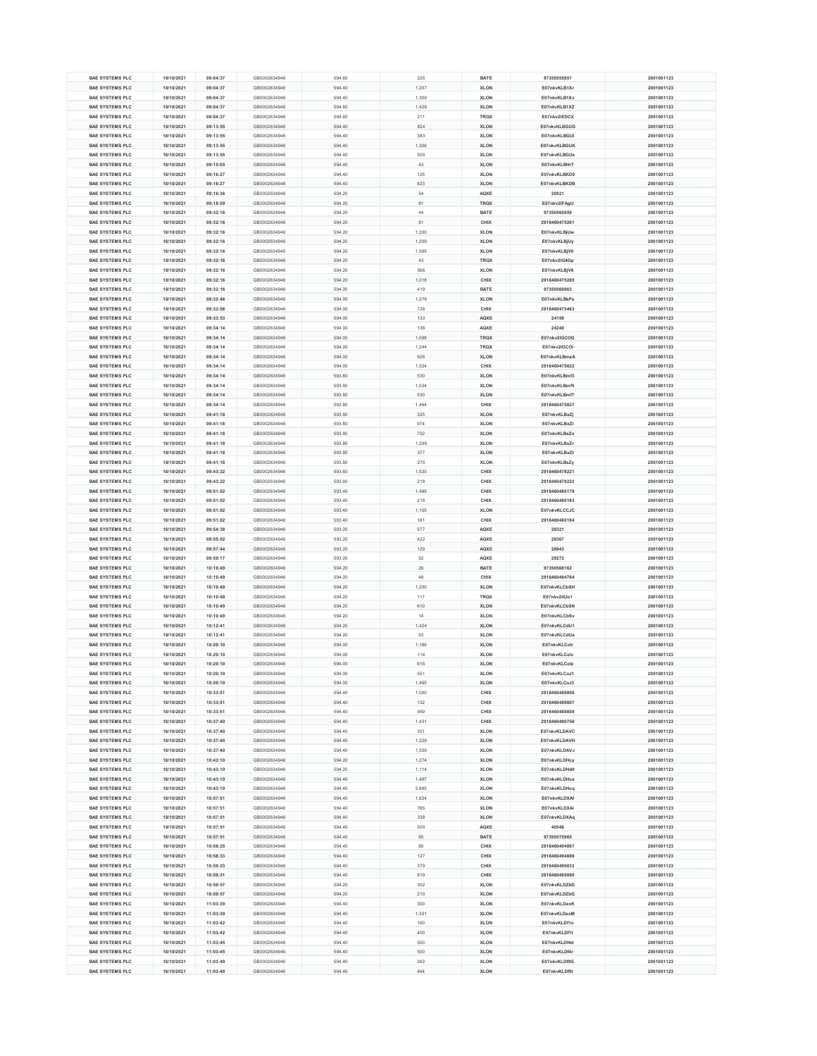| BAE SYSTEMS PLC | 18/10/2021 | 09:04:37 | GB0002634946 | 594.60 | 225 | BATE | 97350555851 | 2001001123 |
|---|---|---|---|---|---|---|---|---|
| BAE SYSTEMS PLC | 18/10/2021 | 09:04:37 | GB0002634946 | 594.40 | 1,207 | XLON | E07nkvKLB1Xr | 2001001123 |
| BAE SYSTEMS PLC | 18/10/2021 | 09:04:37 | GB0002634946 | 594.40 | 1,306 | XLON | E07nkvKLB1Xv | 2001001123 |
| BAE SYSTEMS PLC | 18/10/2021 | 09:04:37 | GB0002634946 | 594.60 | 1,426 | XLON | E07nkvKLB1XZ | 2001001123 |
| BAE SYSTEMS PLC | 18/10/2021 | 09:04:37 | GB0002634946 | 594.60 | 211 | TRQX | E07nkv2IEDCX | 2001001123 |
| BAE SYSTEMS PLC | 18/10/2021 | 09:13:55 | GB0002634946 | 594.40 | 824 | XLON | E07nkvKLBGUG | 2001001123 |
| BAE SYSTEMS PLC | 18/10/2021 | 09:13:55 | GB0002634946 | 594.40 | 383 | XLON | E07nkvKLBGUI | 2001001123 |
| BAE SYSTEMS PLC | 18/10/2021 | 09:13:55 | GB0002634946 | 594.40 | 1,306 | XLON | E07nkvKLBGUK | 2001001123 |
| BAE SYSTEMS PLC | 18/10/2021 | 09:13:55 | GB0002634946 | 594.40 | 500 | XLON | E07nkvKLBGUe | 2001001123 |
| BAE SYSTEMS PLC | 18/10/2021 | 09:15:05 | GB0002634946 | 594.40 | 43 | XLON | E07nkvKLBHrT | 2001001123 |
| BAE SYSTEMS PLC | 18/10/2021 | 09:16:27 | GB0002634946 | 594.40 | 125 | XLON | E07nkvKLBKD9 | 2001001123 |
| BAE SYSTEMS PLC | 18/10/2021 | 09:16:27 | GB0002634946 | 594.40 | 823 | XLON | E07nkvKLBKDB | 2001001123 |
| BAE SYSTEMS PLC | 18/10/2021 | 09:16:36 | GB0002634946 | 594.20 | 54 | AQXE | 20821 | 2001001123 |
| BAE SYSTEMS PLC | 18/10/2021 | 09:18:59 | GB0002634946 | 594.20 | 81 | TRQX | E07nkv2IFAgU | 2001001123 |
| BAE SYSTEMS PLC | 18/10/2021 | 09:32:16 | GB0002634946 | 594.20 | 44 | BATE | 97350560859 | 2001001123 |
| BAE SYSTEMS PLC | 18/10/2021 | 09:32:16 | GB0002634946 | 594.20 | 81 | CHIX | 2918460475261 | 2001001123 |
| BAE SYSTEMS PLC | 18/10/2021 | 09:32:16 | GB0002634946 | 594.20 | 1,200 | XLON | E07nkvKLBjUw | 2001001123 |
| BAE SYSTEMS PLC | 18/10/2021 | 09:32:16 | GB0002634946 | 594.20 | 1,209 | XLON | E07nkvKLBjUy | 2001001123 |
| BAE SYSTEMS PLC | 18/10/2021 | 09:32:16 | GB0002634946 | 594.20 | 1,595 | XLON | E07nkvKLBjV0 | 2001001123 |
| BAE SYSTEMS PLC | 18/10/2021 | 09:32:16 | GB0002634946 | 594.20 | 43 | TRQX | E07nkv2IG4Gp | 2001001123 |
| BAE SYSTEMS PLC | 18/10/2021 | 09:32:16 | GB0002634946 | 594.20 | 566 | XLON | E07nkvKLBjV6 | 2001001123 |
| BAE SYSTEMS PLC | 18/10/2021 | 09:32:16 | GB0002634946 | 594.20 | 1,018 | CHIX | 2918460475265 | 2001001123 |
| BAE SYSTEMS PLC | 18/10/2021 | 09:32:16 | GB0002634946 | 594.20 | 419 | BATE | 97350560863 | 2001001123 |
| BAE SYSTEMS PLC | 18/10/2021 | 09:32:46 | GB0002634946 | 594.00 | 1,279 | XLON | E07nkvKLBkPs | 2001001123 |
| BAE SYSTEMS PLC | 18/10/2021 | 09:33:08 | GB0002634946 | 594.00 | 726 | CHIX | 2918460475463 | 2001001123 |
| BAE SYSTEMS PLC | 18/10/2021 | 09:33:53 | GB0002634946 | 594.00 | 133 | AQXE | 24159 | 2001001123 |
| BAE SYSTEMS PLC | 18/10/2021 | 09:34:14 | GB0002634946 | 594.00 | 136 | AQXE | 24240 | 2001001123 |
| BAE SYSTEMS PLC | 18/10/2021 | 09:34:14 | GB0002634946 | 594.00 | 1,098 | TRQX | E07nkv2IGCOG | 2001001123 |
| BAE SYSTEMS PLC | 18/10/2021 | 09:34:14 | GB0002634946 | 594.00 | 1,244 | TRQX | E07nkv2IGCOI | 2001001123 |
| BAE SYSTEMS PLC | 18/10/2021 | 09:34:14 | GB0002634946 | 594.00 | 926 | XLON | E07nkvKLBmeA | 2001001123 |
| BAE SYSTEMS PLC | 18/10/2021 | 09:34:14 | GB0002634946 | 594.00 | 1,524 | CHIX | 2918460475822 | 2001001123 |
| BAE SYSTEMS PLC | 18/10/2021 | 09:34:14 | GB0002634946 | 593.80 | 530 | XLON | E07nkvKLBmf3 | 2001001123 |
| BAE SYSTEMS PLC | 18/10/2021 | 09:34:14 | GB0002634946 | 593.80 | 1,034 | XLON | E07nkvKLBmf5 | 2001001123 |
| BAE SYSTEMS PLC | 18/10/2021 | 09:34:14 | GB0002634946 | 593.80 | 530 | XLON | E07nkvKLBmf7 | 2001001123 |
| BAE SYSTEMS PLC | 18/10/2021 | 09:34:14 | GB0002634946 | 593.80 | 1,464 | CHIX | 2918460475827 | 2001001123 |
| BAE SYSTEMS PLC | 18/10/2021 | 09:41:18 | GB0002634946 | 593.80 | 325 | XLON | E07nkvKLBxZj | 2001001123 |
| BAE SYSTEMS PLC | 18/10/2021 | 09:41:18 | GB0002634946 | 593.80 | 974 | XLON | E07nkvKLBxZl | 2001001123 |
| BAE SYSTEMS PLC | 18/10/2021 | 09:41:18 | GB0002634946 | 593.80 | 702 | XLON | E07nkvKLBxZn | 2001001123 |
| BAE SYSTEMS PLC | 18/10/2021 | 09:41:18 | GB0002634946 | 593.80 | 1,299 | XLON | E07nkvKLBxZr | 2001001123 |
| BAE SYSTEMS PLC | 18/10/2021 | 09:41:18 | GB0002634946 | 593.80 | 377 | XLON | E07nkvKLBxZt | 2001001123 |
| BAE SYSTEMS PLC | 18/10/2021 | 09:41:18 | GB0002634946 | 593.80 | 275 | XLON | E07nkvKLBxZy | 2001001123 |
| BAE SYSTEMS PLC | 18/10/2021 | 09:43:22 | GB0002634946 | 593.60 | 1,520 | CHIX | 2918460478221 | 2001001123 |
| BAE SYSTEMS PLC | 18/10/2021 | 09:43:22 | GB0002634946 | 593.60 | 218 | CHIX | 2918460478222 | 2001001123 |
| BAE SYSTEMS PLC | 18/10/2021 | 09:51:02 | GB0002634946 | 593.40 | 1,495 | CHIX | 2918460480179 | 2001001123 |
| BAE SYSTEMS PLC | 18/10/2021 | 09:51:02 | GB0002634946 | 593.40 | 218 | CHIX | 2918460480183 | 2001001123 |
| BAE SYSTEMS PLC | 18/10/2021 | 09:51:02 | GB0002634946 | 593.40 | 1,155 | XLON | E07nkvKLCCJC | 2001001123 |
| BAE SYSTEMS PLC | 18/10/2021 | 09:51:02 | GB0002634946 | 593.40 | 161 | CHIX | 2918460480184 | 2001001123 |
| BAE SYSTEMS PLC | 18/10/2021 | 09:54:38 | GB0002634946 | 593.20 | 577 | AQXE | 28321 | 2001001123 |
| BAE SYSTEMS PLC | 18/10/2021 | 09:55:02 | GB0002634946 | 593.20 | 422 | AQXE | 28367 | 2001001123 |
| BAE SYSTEMS PLC | 18/10/2021 | 09:57:44 | GB0002634946 | 593.20 | 129 | AQXE | 28943 | 2001001123 |
| BAE SYSTEMS PLC | 18/10/2021 | 09:59:17 | GB0002634946 | 593.20 | 52 | AQXE | 29272 | 2001001123 |
| BAE SYSTEMS PLC | 18/10/2021 | 10:10:49 | GB0002634946 | 594.20 | 26 | BATE | 97350568162 | 2001001123 |
| BAE SYSTEMS PLC | 18/10/2021 | 10:10:49 | GB0002634946 | 594.20 | 48 | CHIX | 2918460484764 | 2001001123 |
| BAE SYSTEMS PLC | 18/10/2021 | 10:10:49 | GB0002634946 | 594.20 | 1,200 | XLON | E07nkvKLCbSH | 2001001123 |
| BAE SYSTEMS PLC | 18/10/2021 | 10:10:49 | GB0002634946 | 594.20 | 117 | TRQX | E07nkv2IIUo1 | 2001001123 |
| BAE SYSTEMS PLC | 18/10/2021 | 10:10:49 | GB0002634946 | 594.20 | 610 | XLON | E07nkvKLCbSN | 2001001123 |
| BAE SYSTEMS PLC | 18/10/2021 | 10:10:49 | GB0002634946 | 594.20 | 14 | XLON | E07nkvKLCbSv | 2001001123 |
| BAE SYSTEMS PLC | 18/10/2021 | 10:12:41 | GB0002634946 | 594.20 | 1,424 | XLON | E07nkvKLCdU1 | 2001001123 |
| BAE SYSTEMS PLC | 18/10/2021 | 10:12:41 | GB0002634946 | 594.20 | 53 | XLON | E07nkvKLCdUa | 2001001123 |
| BAE SYSTEMS PLC | 18/10/2021 | 10:20:10 | GB0002634946 | 594.00 | 1,186 | XLON | E07nkvKLCoIr | 2001001123 |
| BAE SYSTEMS PLC | 18/10/2021 | 10:20:10 | GB0002634946 | 594.00 | 114 | XLON | E07nkvKLCoIv | 2001001123 |
| BAE SYSTEMS PLC | 18/10/2021 | 10:20:10 | GB0002634946 | 594.00 | 616 | XLON | E07nkvKLCoIz | 2001001123 |
| BAE SYSTEMS PLC | 18/10/2021 | 10:20:10 | GB0002634946 | 594.00 | 551 | XLON | E07nkvKLCoJ1 | 2001001123 |
| BAE SYSTEMS PLC | 18/10/2021 | 10:20:10 | GB0002634946 | 594.00 | 1,465 | XLON | E07nkvKLCoJ3 | 2001001123 |
| BAE SYSTEMS PLC | 18/10/2021 | 10:33:51 | GB0002634946 | 594.40 | 1,000 | CHIX | 2918460489806 | 2001001123 |
| BAE SYSTEMS PLC | 18/10/2021 | 10:33:51 | GB0002634946 | 594.40 | 132 | CHIX | 2918460489807 | 2001001123 |
| BAE SYSTEMS PLC | 18/10/2021 | 10:33:51 | GB0002634946 | 594.40 | 959 | CHIX | 2918460489808 | 2001001123 |
| BAE SYSTEMS PLC | 18/10/2021 | 10:37:40 | GB0002634946 | 594.40 | 1,431 | CHIX | 2918460490756 | 2001001123 |
| BAE SYSTEMS PLC | 18/10/2021 | 10:37:40 | GB0002634946 | 594.40 | 351 | XLON | E07nkvKLDAVC | 2001001123 |
| BAE SYSTEMS PLC | 18/10/2021 | 10:37:40 | GB0002634946 | 594.40 | 1,229 | XLON | E07nkvKLDAVH | 2001001123 |
| BAE SYSTEMS PLC | 18/10/2021 | 10:37:40 | GB0002634946 | 594.40 | 1,559 | XLON | E07nkvKLDAVJ | 2001001123 |
| BAE SYSTEMS PLC | 18/10/2021 | 10:43:10 | GB0002634946 | 594.20 | 1,274 | XLON | E07nkvKLDHcy | 2001001123 |
| BAE SYSTEMS PLC | 18/10/2021 | 10:43:10 | GB0002634946 | 594.20 | 1,114 | XLON | E07nkvKLDHd0 | 2001001123 |
| BAE SYSTEMS PLC | 18/10/2021 | 10:43:10 | GB0002634946 | 594.40 | 1,497 | XLON | E07nkvKLDHce | 2001001123 |
| BAE SYSTEMS PLC | 18/10/2021 | 10:43:10 | GB0002634946 | 594.40 | 2,895 | XLON | E07nkvKLDHcq | 2001001123 |
| BAE SYSTEMS PLC | 18/10/2021 | 10:57:51 | GB0002634946 | 594.40 | 1,624 | XLON | E07nkvKLDXAf | 2001001123 |
| BAE SYSTEMS PLC | 18/10/2021 | 10:57:51 | GB0002634946 | 594.40 | 765 | XLON | E07nkvKLDXAl | 2001001123 |
| BAE SYSTEMS PLC | 18/10/2021 | 10:57:51 | GB0002634946 | 594.40 | 338 | XLON | E07nkvKLDXAq | 2001001123 |
| BAE SYSTEMS PLC | 18/10/2021 | 10:57:51 | GB0002634946 | 594.40 | 500 | AQXE | 40548 | 2001001123 |
| BAE SYSTEMS PLC | 18/10/2021 | 10:57:51 | GB0002634946 | 594.40 | 85 | BATE | 97350575965 | 2001001123 |
| BAE SYSTEMS PLC | 18/10/2021 | 10:58:25 | GB0002634946 | 594.40 | 85 | CHIX | 2918460494867 | 2001001123 |
| BAE SYSTEMS PLC | 18/10/2021 | 10:58:33 | GB0002634946 | 594.40 | 127 | CHIX | 2918460494886 | 2001001123 |
| BAE SYSTEMS PLC | 18/10/2021 | 10:59:23 | GB0002634946 | 594.40 | 379 | CHIX | 2918460495033 | 2001001123 |
| BAE SYSTEMS PLC | 18/10/2021 | 10:59:31 | GB0002634946 | 594.40 | 819 | CHIX | 2918460495090 | 2001001123 |
| BAE SYSTEMS PLC | 18/10/2021 | 10:59:57 | GB0002634946 | 594.20 | 302 | XLON | E07nkvKLDZbD | 2001001123 |
| BAE SYSTEMS PLC | 18/10/2021 | 10:59:57 | GB0002634946 | 594.20 | 210 | XLON | E07nkvKLDZbG | 2001001123 |
| BAE SYSTEMS PLC | 18/10/2021 | 11:03:39 | GB0002634946 | 594.40 | 300 | XLON | E07nkvKLDexK | 2001001123 |
| BAE SYSTEMS PLC | 18/10/2021 | 11:03:39 | GB0002634946 | 594.40 | 1,331 | XLON | E07nkvKLDexM | 2001001123 |
| BAE SYSTEMS PLC | 18/10/2021 | 11:03:42 | GB0002634946 | 594.40 | 160 | XLON | E07nkvKLDf1n | 2001001123 |
| BAE SYSTEMS PLC | 18/10/2021 | 11:03:42 | GB0002634946 | 594.40 | 400 | XLON | E07nkvKLDf1t | 2001001123 |
| BAE SYSTEMS PLC | 18/10/2021 | 11:03:45 | GB0002634946 | 594.40 | 500 | XLON | E07nkvKLDf4d | 2001001123 |
| BAE SYSTEMS PLC | 18/10/2021 | 11:03:45 | GB0002634946 | 594.40 | 500 | XLON | E07nkvKLDf4r | 2001001123 |
| BAE SYSTEMS PLC | 18/10/2021 | 11:03:49 | GB0002634946 | 594.40 | 263 | XLON | E07nkvKLDf9G | 2001001123 |
| BAE SYSTEMS PLC | 18/10/2021 | 11:03:49 | GB0002634946 | 594.40 | 464 | XLON | E07nkvKLDf9I | 2001001123 |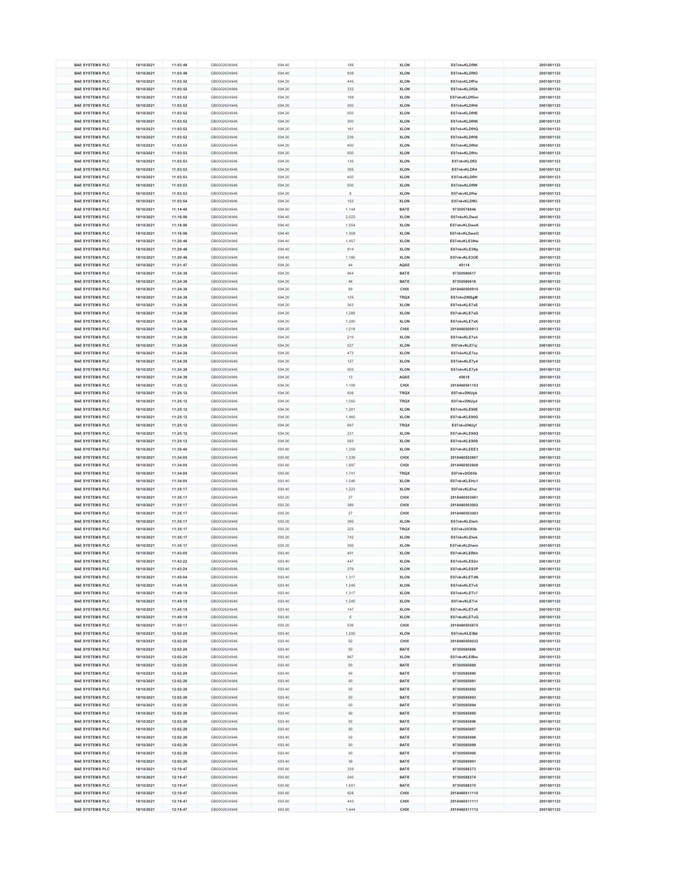| BAE SYSTEMS PLC | 18/10/2021 | 11:03:49 | GB0002634946 | 594.40 | 186 | XLON | E07nkvKLDf9K | 2001001123 |
|---|---|---|---|---|---|---|---|---|
| BAE SYSTEMS PLC | 18/10/2021 | 11:03:49 | GB0002634946 | 594.40 | 639 | XLON | E07nkvKLDf9O | 2001001123 |
| BAE SYSTEMS PLC | 18/10/2021 | 11:03:52 | GB0002634946 | 594.20 | 445 | XLON | E07nkvKLDfFw | 2001001123 |
| BAE SYSTEMS PLC | 18/10/2021 | 11:03:52 | GB0002634946 | 594.20 | 332 | XLON | E07nkvKLDfGk | 2001001123 |
| BAE SYSTEMS PLC | 18/10/2021 | 11:03:52 | GB0002634946 | 594.20 | 168 | XLON | E07nkvKLDfGm | 2001001123 |
| BAE SYSTEMS PLC | 18/10/2021 | 11:03:52 | GB0002634946 | 594.20 | 300 | XLON | E07nkvKLDfH4 | 2001001123 |
| BAE SYSTEMS PLC | 18/10/2021 | 11:03:52 | GB0002634946 | 594.20 | 500 | XLON | E07nkvKLDfHE | 2001001123 |
| BAE SYSTEMS PLC | 18/10/2021 | 11:03:52 | GB0002634946 | 594.20 | 300 | XLON | E07nkvKLDfHK | 2001001123 |
| BAE SYSTEMS PLC | 18/10/2021 | 11:03:52 | GB0002634946 | 594.20 | 161 | XLON | E07nkvKLDfHQ | 2001001123 |
| BAE SYSTEMS PLC | 18/10/2021 | 11:03:52 | GB0002634946 | 594.20 | 239 | XLON | E07nkvKLDfHS | 2001001123 |
| BAE SYSTEMS PLC | 18/10/2021 | 11:03:53 | GB0002634946 | 594.20 | 400 | XLON | E07nkvKLDfHd | 2001001123 |
| BAE SYSTEMS PLC | 18/10/2021 | 11:03:53 | GB0002634946 | 594.20 | 500 | XLON | E07nkvKLDfHu | 2001001123 |
| BAE SYSTEMS PLC | 18/10/2021 | 11:03:53 | GB0002634946 | 594.20 | 135 | XLON | E07nkvKLDfI2 | 2001001123 |
| BAE SYSTEMS PLC | 18/10/2021 | 11:03:53 | GB0002634946 | 594.20 | 365 | XLON | E07nkvKLDfI4 | 2001001123 |
| BAE SYSTEMS PLC | 18/10/2021 | 11:03:53 | GB0002634946 | 594.20 | 400 | XLON | E07nkvKLDfIH | 2001001123 |
| BAE SYSTEMS PLC | 18/10/2021 | 11:03:53 | GB0002634946 | 594.20 | 500 | XLON | E07nkvKLDfIW | 2001001123 |
| BAE SYSTEMS PLC | 18/10/2021 | 11:03:53 | GB0002634946 | 594.20 | 8 | XLON | E07nkvKLDfIw | 2001001123 |
| BAE SYSTEMS PLC | 18/10/2021 | 11:03:54 | GB0002634946 | 594.20 | 153 | XLON | E07nkvKLDfKI | 2001001123 |
| BAE SYSTEMS PLC | 18/10/2021 | 11:14:40 | GB0002634946 | 594.60 | 1,144 | BATE | 97350578846 | 2001001123 |
| BAE SYSTEMS PLC | 18/10/2021 | 11:16:06 | GB0002634946 | 594.40 | 2,022 | XLON | E07nkvKLDweI | 2001001123 |
| BAE SYSTEMS PLC | 18/10/2021 | 11:16:06 | GB0002634946 | 594.40 | 1,554 | XLON | E07nkvKLDweK | 2001001123 |
| BAE SYSTEMS PLC | 18/10/2021 | 11:16:06 | GB0002634946 | 594.40 | 1,308 | XLON | E07nkvKLDweO | 2001001123 |
| BAE SYSTEMS PLC | 18/10/2021 | 11:20:46 | GB0002634946 | 594.40 | 1,457 | XLON | E07nkvKLE3Nw | 2001001123 |
| BAE SYSTEMS PLC | 18/10/2021 | 11:20:46 | GB0002634946 | 594.40 | 614 | XLON | E07nkvKLE3Ny | 2001001123 |
| BAE SYSTEMS PLC | 18/10/2021 | 11:20:46 | GB0002634946 | 594.40 | 1,166 | XLON | E07nkvKLE3OE | 2001001123 |
| BAE SYSTEMS PLC | 18/10/2021 | 11:21:47 | GB0002634946 | 594.20 | 44 | AQXE | 45114 | 2001001123 |
| BAE SYSTEMS PLC | 18/10/2021 | 11:24:38 | GB0002634946 | 594.20 | 964 | BATE | 97350580617 | 2001001123 |
| BAE SYSTEMS PLC | 18/10/2021 | 11:24:38 | GB0002634946 | 594.20 | 48 | BATE | 97350580618 | 2001001123 |
| BAE SYSTEMS PLC | 18/10/2021 | 11:24:38 | GB0002634946 | 594.20 | 89 | CHIX | 2918460500910 | 2001001123 |
| BAE SYSTEMS PLC | 18/10/2021 | 11:24:38 | GB0002634946 | 594.20 | 125 | TRQX | E07nkv2INSgM | 2001001123 |
| BAE SYSTEMS PLC | 18/10/2021 | 11:24:38 | GB0002634946 | 594.20 | 363 | XLON | E07nkvKLE7xE | 2001001123 |
| BAE SYSTEMS PLC | 18/10/2021 | 11:24:38 | GB0002634946 | 594.20 | 1,289 | XLON | E07nkvKLE7xG | 2001001123 |
| BAE SYSTEMS PLC | 18/10/2021 | 11:24:38 | GB0002634946 | 594.20 | 1,200 | XLON | E07nkvKLE7xK | 2001001123 |
| BAE SYSTEMS PLC | 18/10/2021 | 11:24:38 | GB0002634946 | 594.20 | 1,018 | CHIX | 2918460500913 | 2001001123 |
| BAE SYSTEMS PLC | 18/10/2021 | 11:24:38 | GB0002634946 | 594.20 | 210 | XLON | E07nkvKLE7xh | 2001001123 |
| BAE SYSTEMS PLC | 18/10/2021 | 11:24:38 | GB0002634946 | 594.20 | 527 | XLON | E07nkvKLE7xj | 2001001123 |
| BAE SYSTEMS PLC | 18/10/2021 | 11:24:38 | GB0002634946 | 594.20 | 473 | XLON | E07nkvKLE7xz | 2001001123 |
| BAE SYSTEMS PLC | 18/10/2021 | 11:24:38 | GB0002634946 | 594.20 | 127 | XLON | E07nkvKLE7y4 | 2001001123 |
| BAE SYSTEMS PLC | 18/10/2021 | 11:24:38 | GB0002634946 | 594.20 | 500 | XLON | E07nkvKLE7y6 | 2001001123 |
| BAE SYSTEMS PLC | 18/10/2021 | 11:24:39 | GB0002634946 | 594.20 | 13 | AQXE | 45618 | 2001001123 |
| BAE SYSTEMS PLC | 18/10/2021 | 11:25:12 | GB0002634946 | 594.00 | 1,109 | CHIX | 2918460501153 | 2001001123 |
| BAE SYSTEMS PLC | 18/10/2021 | 11:25:12 | GB0002634946 | 594.00 | 636 | TRQX | E07nkv2INUyb | 2001001123 |
| BAE SYSTEMS PLC | 18/10/2021 | 11:25:12 | GB0002634946 | 594.00 | 1,050 | TRQX | E07nkv2INUyd | 2001001123 |
| BAE SYSTEMS PLC | 18/10/2021 | 11:25:12 | GB0002634946 | 594.00 | 1,281 | XLON | E07nkvKLE90E | 2001001123 |
| BAE SYSTEMS PLC | 18/10/2021 | 11:25:12 | GB0002634946 | 594.00 | 1,465 | XLON | E07nkvKLE90G | 2001001123 |
| BAE SYSTEMS PLC | 18/10/2021 | 11:25:12 | GB0002634946 | 594.00 | 697 | TRQX | E07nkv2INUyf | 2001001123 |
| BAE SYSTEMS PLC | 18/10/2021 | 11:25:12 | GB0002634946 | 594.00 | 231 | XLON | E07nkvKLE90Q | 2001001123 |
| BAE SYSTEMS PLC | 18/10/2021 | 11:25:12 | GB0002634946 | 594.00 | 583 | XLON | E07nkvKLE90S | 2001001123 |
| BAE SYSTEMS PLC | 18/10/2021 | 11:30:40 | GB0002634946 | 593.80 | 1,259 | XLON | E07nkvKLEEE3 | 2001001123 |
| BAE SYSTEMS PLC | 18/10/2021 | 11:34:05 | GB0002634946 | 593.60 | 1,339 | CHIX | 2918460502807 | 2001001123 |
| BAE SYSTEMS PLC | 18/10/2021 | 11:34:05 | GB0002634946 | 593.60 | 1,897 | CHIX | 2918460502808 | 2001001123 |
| BAE SYSTEMS PLC | 18/10/2021 | 11:34:05 | GB0002634946 | 593.60 | 1,741 | TRQX | E07nkv2IO0Xk | 2001001123 |
| BAE SYSTEMS PLC | 18/10/2021 | 11:34:05 | GB0002634946 | 593.40 | 1,546 | XLON | E07nkvKLEHo1 | 2001001123 |
| BAE SYSTEMS PLC | 18/10/2021 | 11:35:17 | GB0002634946 | 593.40 | 1,223 | XLON | E07nkvKLEIvc | 2001001123 |
| BAE SYSTEMS PLC | 18/10/2021 | 11:35:17 | GB0002634946 | 593.20 | 27 | CHIX | 2918460503001 | 2001001123 |
| BAE SYSTEMS PLC | 18/10/2021 | 11:35:17 | GB0002634946 | 593.20 | 389 | CHIX | 2918460503002 | 2001001123 |
| BAE SYSTEMS PLC | 18/10/2021 | 11:35:17 | GB0002634946 | 593.20 | 27 | CHIX | 2918460503003 | 2001001123 |
| BAE SYSTEMS PLC | 18/10/2021 | 11:35:17 | GB0002634946 | 593.20 | 390 | XLON | E07nkvKLEIwh | 2001001123 |
| BAE SYSTEMS PLC | 18/10/2021 | 11:35:17 | GB0002634946 | 593.20 | 225 | TRQX | E07nkv2IO55b | 2001001123 |
| BAE SYSTEMS PLC | 18/10/2021 | 11:35:17 | GB0002634946 | 593.20 | 742 | XLON | E07nkvKLEIwk | 2001001123 |
| BAE SYSTEMS PLC | 18/10/2021 | 11:35:17 | GB0002634946 | 593.20 | 390 | XLON | E07nkvKLEIwm | 2001001123 |
| BAE SYSTEMS PLC | 18/10/2021 | 11:43:05 | GB0002634946 | 593.40 | 491 | XLON | E07nkvKLERkh | 2001001123 |
| BAE SYSTEMS PLC | 18/10/2021 | 11:43:22 | GB0002634946 | 593.40 | 447 | XLON | E07nkvKLES2n | 2001001123 |
| BAE SYSTEMS PLC | 18/10/2021 | 11:43:24 | GB0002634946 | 593.40 | 379 | XLON | E07nkvKLES3P | 2001001123 |
| BAE SYSTEMS PLC | 18/10/2021 | 11:45:04 | GB0002634946 | 593.40 | 1,317 | XLON | E07nkvKLETdN | 2001001123 |
| BAE SYSTEMS PLC | 18/10/2021 | 11:45:19 | GB0002634946 | 593.40 | 1,245 | XLON | E07nkvKLETv5 | 2001001123 |
| BAE SYSTEMS PLC | 18/10/2021 | 11:45:19 | GB0002634946 | 593.40 | 1,317 | XLON | E07nkvKLETv7 | 2001001123 |
| BAE SYSTEMS PLC | 18/10/2021 | 11:45:19 | GB0002634946 | 593.40 | 1,245 | XLON | E07nkvKLETvI | 2001001123 |
| BAE SYSTEMS PLC | 18/10/2021 | 11:45:19 | GB0002634946 | 593.40 | 147 | XLON | E07nkvKLETvK | 2001001123 |
| BAE SYSTEMS PLC | 18/10/2021 | 11:45:19 | GB0002634946 | 593.40 | 5 | XLON | E07nkvKLETvQ | 2001001123 |
| BAE SYSTEMS PLC | 18/10/2021 | 11:50:17 | GB0002634946 | 593.20 | 536 | CHIX | 2918460505870 | 2001001123 |
| BAE SYSTEMS PLC | 18/10/2021 | 12:02:20 | GB0002634946 | 593.40 | 1,200 | XLON | E07nkvKLEIBd | 2001001123 |
| BAE SYSTEMS PLC | 18/10/2021 | 12:02:20 | GB0002634946 | 593.40 | 92 | CHIX | 2918460508032 | 2001001123 |
| BAE SYSTEMS PLC | 18/10/2021 | 12:02:20 | GB0002634946 | 593.40 | 50 | BATE | 97350585886 | 2001001123 |
| BAE SYSTEMS PLC | 18/10/2021 | 12:02:20 | GB0002634946 | 593.40 | 867 | XLON | E07nkvKLEIBm | 2001001123 |
| BAE SYSTEMS PLC | 18/10/2021 | 12:02:20 | GB0002634946 | 593.40 | 50 | BATE | 97350585889 | 2001001123 |
| BAE SYSTEMS PLC | 18/10/2021 | 12:02:20 | GB0002634946 | 593.40 | 50 | BATE | 97350585890 | 2001001123 |
| BAE SYSTEMS PLC | 18/10/2021 | 12:02:20 | GB0002634946 | 593.40 | 50 | BATE | 97350585891 | 2001001123 |
| BAE SYSTEMS PLC | 18/10/2021 | 12:02:20 | GB0002634946 | 593.40 | 50 | BATE | 97350585892 | 2001001123 |
| BAE SYSTEMS PLC | 18/10/2021 | 12:02:20 | GB0002634946 | 593.40 | 50 | BATE | 97350585893 | 2001001123 |
| BAE SYSTEMS PLC | 18/10/2021 | 12:02:20 | GB0002634946 | 593.40 | 50 | BATE | 97350585894 | 2001001123 |
| BAE SYSTEMS PLC | 18/10/2021 | 12:02:20 | GB0002634946 | 593.40 | 50 | BATE | 97350585895 | 2001001123 |
| BAE SYSTEMS PLC | 18/10/2021 | 12:02:20 | GB0002634946 | 593.40 | 50 | BATE | 97350585896 | 2001001123 |
| BAE SYSTEMS PLC | 18/10/2021 | 12:02:20 | GB0002634946 | 593.40 | 50 | BATE | 97350585897 | 2001001123 |
| BAE SYSTEMS PLC | 18/10/2021 | 12:02:20 | GB0002634946 | 593.40 | 50 | BATE | 97350585898 | 2001001123 |
| BAE SYSTEMS PLC | 18/10/2021 | 12:02:20 | GB0002634946 | 593.40 | 50 | BATE | 97350585899 | 2001001123 |
| BAE SYSTEMS PLC | 18/10/2021 | 12:02:20 | GB0002634946 | 593.40 | 50 | BATE | 97350585900 | 2001001123 |
| BAE SYSTEMS PLC | 18/10/2021 | 12:02:20 | GB0002634946 | 593.40 | 39 | BATE | 97350585901 | 2001001123 |
| BAE SYSTEMS PLC | 18/10/2021 | 12:19:47 | GB0002634946 | 593.60 | 339 | BATE | 97350588273 | 2001001123 |
| BAE SYSTEMS PLC | 18/10/2021 | 12:19:47 | GB0002634946 | 593.60 | 240 | BATE | 97350588274 | 2001001123 |
| BAE SYSTEMS PLC | 18/10/2021 | 12:19:47 | GB0002634946 | 593.60 | 1,601 | BATE | 97350588275 | 2001001123 |
| BAE SYSTEMS PLC | 18/10/2021 | 12:19:47 | GB0002634946 | 593.60 | 626 | CHIX | 2918460511110 | 2001001123 |
| BAE SYSTEMS PLC | 18/10/2021 | 12:19:47 | GB0002634946 | 593.60 | 443 | CHIX | 2918460511111 | 2001001123 |
| BAE SYSTEMS PLC | 18/10/2021 | 12:19:47 | GB0002634946 | 593.60 | 1,444 | CHIX | 2918460511112 | 2001001123 |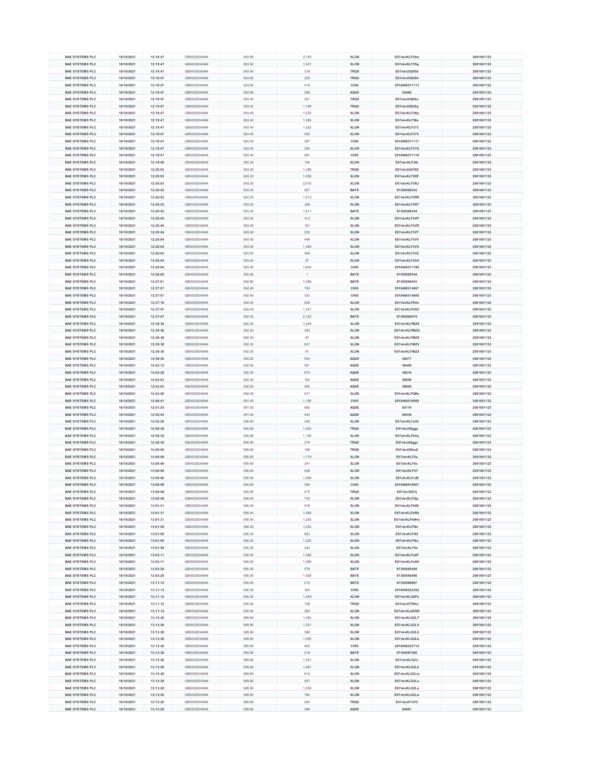| BAE SYSTEMS PLC | 18/10/2021 | 12:19:47 | GB0002634946 | 593.60 | 2,150 | XLON | E07nkvKLF35m | 2001001123 |
|---|---|---|---|---|---|---|---|---|
| BAE SYSTEMS PLC | 18/10/2021 | 12:19:47 | GB0002634946 | 593.60 | 1,521 | XLON | E07nkvKLF35q | 2001001123 |
| BAE SYSTEMS PLC | 18/10/2021 | 12:19:47 | GB0002634946 | 593.60 | 318 | TRQX | E07nkv2IQXS0 | 2001001123 |
| BAE SYSTEMS PLC | 18/10/2021 | 12:19:47 | GB0002634946 | 593.60 | 225 | TRQX | E07nkv2IQXS4 | 2001001123 |
| BAE SYSTEMS PLC | 18/10/2021 | 12:19:47 | GB0002634946 | 593.60 | 418 | CHIX | 2918460511113 | 2001001123 |
| BAE SYSTEMS PLC | 18/10/2021 | 12:19:47 | GB0002634946 | 593.60 | 296 | AQXE | 54480 | 2001001123 |
| BAE SYSTEMS PLC | 18/10/2021 | 12:19:47 | GB0002634946 | 593.40 | 201 | TRQX | E07nkv2IQXSo | 2001001123 |
| BAE SYSTEMS PLC | 18/10/2021 | 12:19:47 | GB0002634946 | 593.40 | 1,148 | TRQX | E07nkv2IQXSq | 2001001123 |
| BAE SYSTEMS PLC | 18/10/2021 | 12:19:47 | GB0002634946 | 593.40 | 1,532 | XLON | E07nkvKLF36q | 2001001123 |
| BAE SYSTEMS PLC | 18/10/2021 | 12:19:47 | GB0002634946 | 593.40 | 1,365 | XLON | E07nkvKLF36s | 2001001123 |
| BAE SYSTEMS PLC | 18/10/2021 | 12:19:47 | GB0002634946 | 593.40 | 1,532 | XLON | E07nkvKLF373 | 2001001123 |
| BAE SYSTEMS PLC | 18/10/2021 | 12:19:47 | GB0002634946 | 593.40 | 555 | XLON | E07nkvKLF375 | 2001001123 |
| BAE SYSTEMS PLC | 18/10/2021 | 12:19:47 | GB0002634946 | 593.40 | 397 | CHIX | 2918460511117 | 2001001123 |
| BAE SYSTEMS PLC | 18/10/2021 | 12:19:47 | GB0002634946 | 593.40 | 205 | XLON | E07nkvKLF37G | 2001001123 |
| BAE SYSTEMS PLC | 18/10/2021 | 12:19:47 | GB0002634946 | 593.40 | 481 | CHIX | 2918460511119 | 2001001123 |
| BAE SYSTEMS PLC | 18/10/2021 | 12:19:48 | GB0002634946 | 593.20 | 154 | XLON | E07nkvKLF38r | 2001001123 |
| BAE SYSTEMS PLC | 18/10/2021 | 12:20:03 | GB0002634946 | 593.20 | 1,296 | TRQX | E07nkv2IQYSD | 2001001123 |
| BAE SYSTEMS PLC | 18/10/2021 | 12:20:03 | GB0002634946 | 593.20 | 1,058 | XLON | E07nkvKLF3RF | 2001001123 |
| BAE SYSTEMS PLC | 18/10/2021 | 12:20:03 | GB0002634946 | 593.20 | 2,018 | XLON | E07nkvKLF3RJ | 2001001123 |
| BAE SYSTEMS PLC | 18/10/2021 | 12:20:03 | GB0002634946 | 593.20 | 527 | BATE | 97350588343 | 2001001123 |
| BAE SYSTEMS PLC | 18/10/2021 | 12:20:03 | GB0002634946 | 593.20 | 1,212 | XLON | E07nkvKLF3RR | 2001001123 |
| BAE SYSTEMS PLC | 18/10/2021 | 12:20:03 | GB0002634946 | 593.20 | 308 | XLON | E07nkvKLF3RT | 2001001123 |
| BAE SYSTEMS PLC | 18/10/2021 | 12:20:03 | GB0002634946 | 593.20 | 1,511 | BATE | 97350588344 | 2001001123 |
| BAE SYSTEMS PLC | 18/10/2021 | 12:20:04 | GB0002634946 | 593.00 | 312 | XLON | E07nkvKLF3VP | 2001001123 |
| BAE SYSTEMS PLC | 18/10/2021 | 12:20:04 | GB0002634946 | 593.00 | 161 | XLON | E07nkvKLF3VR | 2001001123 |
| BAE SYSTEMS PLC | 18/10/2021 | 12:20:04 | GB0002634946 | 593.00 | 225 | XLON | E07nkvKLF3VT | 2001001123 |
| BAE SYSTEMS PLC | 18/10/2021 | 12:20:04 | GB0002634946 | 593.00 | 448 | XLON | E07nkvKLF3VV | 2001001123 |
| BAE SYSTEMS PLC | 18/10/2021 | 12:20:04 | GB0002634946 | 593.00 | 1,389 | XLON | E07nkvKLF3VX | 2001001123 |
| BAE SYSTEMS PLC | 18/10/2021 | 12:20:04 | GB0002634946 | 593.00 | 499 | XLON | E07nkvKLF3VZ | 2001001123 |
| BAE SYSTEMS PLC | 18/10/2021 | 12:20:04 | GB0002634946 | 593.00 | 57 | XLON | E07nkvKLF3Vd | 2001001123 |
| BAE SYSTEMS PLC | 18/10/2021 | 12:20:04 | GB0002634946 | 593.00 | 1,934 | CHIX | 2918460511189 | 2001001123 |
| BAE SYSTEMS PLC | 18/10/2021 | 12:26:09 | GB0002634946 | 592.80 | 1 | BATE | 97350589344 | 2001001123 |
| BAE SYSTEMS PLC | 18/10/2021 | 12:27:01 | GB0002634946 | 592.80 | 1,289 | BATE | 97350589453 | 2001001123 |
| BAE SYSTEMS PLC | 18/10/2021 | 12:37:07 | GB0002634946 | 592.60 | 750 | CHIX | 2918460514607 | 2001001123 |
| BAE SYSTEMS PLC | 18/10/2021 | 12:37:07 | GB0002634946 | 592.60 | 333 | CHIX | 2918460514608 | 2001001123 |
| BAE SYSTEMS PLC | 18/10/2021 | 12:37:18 | GB0002634946 | 592.40 | 529 | XLON | E07nkvKLFK4n | 2001001123 |
| BAE SYSTEMS PLC | 18/10/2021 | 12:37:47 | GB0002634946 | 592.40 | 1,321 | XLON | E07nkvKLFK55 | 2001001123 |
| BAE SYSTEMS PLC | 18/10/2021 | 12:37:47 | GB0002634946 | 592.40 | 2,125 | BATE | 97350590970 | 2001001123 |
| BAE SYSTEMS PLC | 18/10/2021 | 12:39:38 | GB0002634946 | 592.20 | 1,244 | XLON | E07nkvKLFMZ6 | 2001001123 |
| BAE SYSTEMS PLC | 18/10/2021 | 12:39:38 | GB0002634946 | 592.20 | 530 | XLON | E07nkvKLFMZQ | 2001001123 |
| BAE SYSTEMS PLC | 18/10/2021 | 12:39:38 | GB0002634946 | 592.20 | 87 | XLON | E07nkvKLFMZS | 2001001123 |
| BAE SYSTEMS PLC | 18/10/2021 | 12:39:38 | GB0002634946 | 592.20 | 627 | XLON | E07nkvKLFMZV | 2001001123 |
| BAE SYSTEMS PLC | 18/10/2021 | 12:39:38 | GB0002634946 | 592.20 | 87 | XLON | E07nkvKLFMZX | 2001001123 |
| BAE SYSTEMS PLC | 18/10/2021 | 12:39:38 | GB0002634946 | 592.20 | 550 | AQXE | 58077 | 2001001123 |
| BAE SYSTEMS PLC | 18/10/2021 | 12:42:15 | GB0002634946 | 592.00 | 551 | AQXE | 58486 | 2001001123 |
| BAE SYSTEMS PLC | 18/10/2021 | 12:42:28 | GB0002634946 | 592.00 | 670 | AQXE | 58518 | 2001001123 |
| BAE SYSTEMS PLC | 18/10/2021 | 12:43:03 | GB0002634946 | 592.00 | 163 | AQXE | 58599 | 2001001123 |
| BAE SYSTEMS PLC | 18/10/2021 | 12:43:03 | GB0002634946 | 592.00 | 260 | AQXE | 58600 | 2001001123 |
| BAE SYSTEMS PLC | 18/10/2021 | 12:43:58 | GB0002634946 | 592.00 | 917 | XLON | E07nkvKLFQRe | 2001001123 |
| BAE SYSTEMS PLC | 18/10/2021 | 12:48:41 | GB0002634946 | 591.40 | 1,156 | CHIX | 2918460516950 | 2001001123 |
| BAE SYSTEMS PLC | 18/10/2021 | 12:51:25 | GB0002634946 | 591.00 | 992 | AQXE | 60176 | 2001001123 |
| BAE SYSTEMS PLC | 18/10/2021 | 12:52:45 | GB0002634946 | 591.00 | 443 | AQXE | 60438 | 2001001123 |
| BAE SYSTEMS PLC | 18/10/2021 | 12:52:59 | GB0002634946 | 590.60 | 248 | XLON | E07nkvKLFa30 | 2001001123 |
| BAE SYSTEMS PLC | 18/10/2021 | 12:58:38 | GB0002634946 | 590.80 | 1,402 | TRQX | E07nkv2ISggs | 2001001123 |
| BAE SYSTEMS PLC | 18/10/2021 | 12:58:38 | GB0002634946 | 590.80 | 1,126 | XLON | E07nkvKLFh4q | 2001001123 |
| BAE SYSTEMS PLC | 18/10/2021 | 12:58:38 | GB0002634946 | 590.80 | 379 | TRQX | E07nkv2ISggv | 2001001123 |
| BAE SYSTEMS PLC | 18/10/2021 | 13:00:08 | GB0002634946 | 590.60 | 198 | TRQX | E07nkv2ISkuZ | 2001001123 |
| BAE SYSTEMS PLC | 18/10/2021 | 13:00:08 | GB0002634946 | 590.60 | 1,179 | XLON | E07nkvKLFila | 2001001123 |
| BAE SYSTEMS PLC | 18/10/2021 | 13:00:08 | GB0002634946 | 590.60 | 241 | XLON | E07nkvKLFilc | 2001001123 |
| BAE SYSTEMS PLC | 18/10/2021 | 13:00:08 | GB0002634946 | 590.60 | 938 | XLON | E07nkvKLFilY | 2001001123 |
| BAE SYSTEMS PLC | 18/10/2021 | 13:00:08 | GB0002634946 | 590.60 | 1,099 | XLON | E07nkvKLFiJB | 2001001123 |
| BAE SYSTEMS PLC | 18/10/2021 | 13:00:08 | GB0002634946 | 590.60 | 390 | CHIX | 2918460519401 | 2001001123 |
| BAE SYSTEMS PLC | 18/10/2021 | 13:00:08 | GB0002634946 | 590.60 | 472 | TRQX | E07nkv2ISl1j | 2001001123 |
| BAE SYSTEMS PLC | 18/10/2021 | 13:00:09 | GB0002634946 | 590.40 | 730 | XLON | E07nkvKLFiZp | 2001001123 |
| BAE SYSTEMS PLC | 18/10/2021 | 13:01:31 | GB0002634946 | 590.40 | 916 | XLON | E07nkvKLFkWi | 2001001123 |
| BAE SYSTEMS PLC | 18/10/2021 | 13:01:31 | GB0002634946 | 590.40 | 1,484 | XLON | E07nkvKLFkWk | 2001001123 |
| BAE SYSTEMS PLC | 18/10/2021 | 13:01:31 | GB0002634946 | 590.40 | 1,200 | XLON | E07nkvKLFkWm | 2001001123 |
| BAE SYSTEMS PLC | 18/10/2021 | 13:01:59 | GB0002634946 | 590.20 | 1,252 | XLON | E07nkvKLFl8x | 2001001123 |
| BAE SYSTEMS PLC | 18/10/2021 | 13:01:59 | GB0002634946 | 590.20 | 823 | XLON | E07nkvKLFl93 | 2001001123 |
| BAE SYSTEMS PLC | 18/10/2021 | 13:01:59 | GB0002634946 | 590.20 | 1,252 | XLON | E07nkvKLFlEs | 2001001123 |
| BAE SYSTEMS PLC | 18/10/2021 | 13:01:59 | GB0002634946 | 590.20 | 243 | XLON | E07nkvKLFlle | 2001001123 |
| BAE SYSTEMS PLC | 18/10/2021 | 13:03:11 | GB0002634946 | 590.00 | 1,386 | XLON | E07nkvKLFo0F | 2001001123 |
| BAE SYSTEMS PLC | 18/10/2021 | 13:03:11 | GB0002634946 | 590.00 | 1,080 | XLON | E07nkvKLFo0H | 2001001123 |
| BAE SYSTEMS PLC | 18/10/2021 | 13:03:26 | GB0002634946 | 590.00 | 578 | BATE | 97350595495 | 2001001123 |
| BAE SYSTEMS PLC | 18/10/2021 | 13:03:26 | GB0002634946 | 590.00 | 1,428 | BATE | 97350595496 | 2001001123 |
| BAE SYSTEMS PLC | 18/10/2021 | 13:11:12 | GB0002634946 | 590.00 | 212 | BATE | 97350596967 | 2001001123 |
| BAE SYSTEMS PLC | 18/10/2021 | 13:11:12 | GB0002634946 | 590.00 | 393 | CHIX | 2918460522352 | 2001001123 |
| BAE SYSTEMS PLC | 18/10/2021 | 13:11:12 | GB0002634946 | 590.00 | 1,349 | XLON | E07nkvKLG0Fz | 2001001123 |
| BAE SYSTEMS PLC | 18/10/2021 | 13:11:12 | GB0002634946 | 590.00 | 199 | TRQX | E07nkv2ITWsJ | 2001001123 |
| BAE SYSTEMS PLC | 18/10/2021 | 13:11:12 | GB0002634946 | 590.00 | 262 | XLON | E07nkvKLG0GR | 2001001123 |
| BAE SYSTEMS PLC | 18/10/2021 | 13:13:20 | GB0002634946 | 589.80 | 1,383 | XLON | E07nkvKLG2LT | 2001001123 |
| BAE SYSTEMS PLC | 18/10/2021 | 13:13:20 | GB0002634946 | 589.80 | 1,351 | XLON | E07nkvKLG2LV | 2001001123 |
| BAE SYSTEMS PLC | 18/10/2021 | 13:13:20 | GB0002634946 | 589.80 | 386 | XLON | E07nkvKLG2LX | 2001001123 |
| BAE SYSTEMS PLC | 18/10/2021 | 13:13:20 | GB0002634946 | 589.80 | 1,095 | XLON | E07nkvKLG2Lb | 2001001123 |
| BAE SYSTEMS PLC | 18/10/2021 | 13:13:20 | GB0002634946 | 589.80 | 402 | CHIX | 2918460522714 | 2001001123 |
| BAE SYSTEMS PLC | 18/10/2021 | 13:13:20 | GB0002634946 | 589.80 | 218 | BATE | 97350597280 | 2001001123 |
| BAE SYSTEMS PLC | 18/10/2021 | 13:13:20 | GB0002634946 | 589.80 | 1,351 | XLON | E07nkvKLG2Li | 2001001123 |
| BAE SYSTEMS PLC | 18/10/2021 | 13:13:20 | GB0002634946 | 589.80 | 1,481 | XLON | E07nkvKLG2Lk | 2001001123 |
| BAE SYSTEMS PLC | 18/10/2021 | 13:13:20 | GB0002634946 | 589.80 | 812 | XLON | E07nkvKLG2Lm | 2001001123 |
| BAE SYSTEMS PLC | 18/10/2021 | 13:13:20 | GB0002634946 | 589.80 | 597 | XLON | E07nkvKLG2Lo | 2001001123 |
| BAE SYSTEMS PLC | 18/10/2021 | 13:13:20 | GB0002634946 | 589.80 | 1,038 | XLON | E07nkvKLG2Lu | 2001001123 |
| BAE SYSTEMS PLC | 18/10/2021 | 13:13:20 | GB0002634946 | 589.80 | 764 | XLON | E07nkvKLG2Lw | 2001001123 |
| BAE SYSTEMS PLC | 18/10/2021 | 13:13:20 | GB0002634946 | 589.80 | 204 | TRQX | E07nkv2ITdY2 | 2001001123 |
| BAE SYSTEMS PLC | 18/10/2021 | 13:13:20 | GB0002634946 | 589.80 | 269 | AQXE | 64891 | 2001001123 |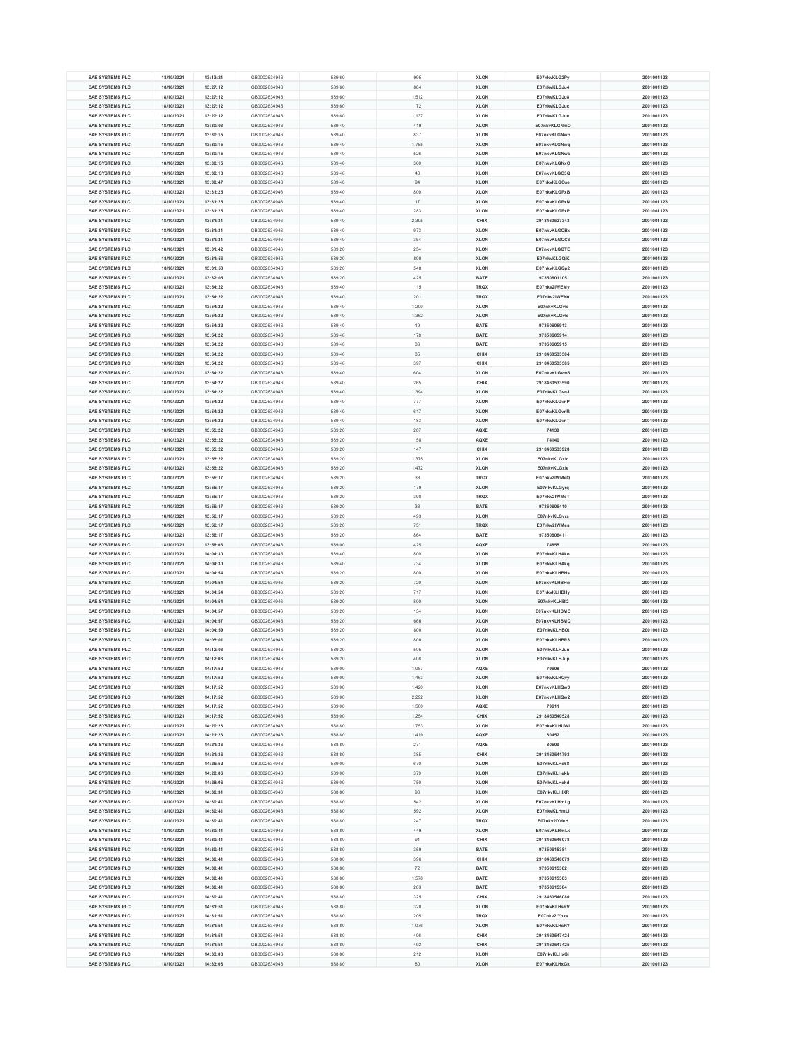| BAE SYSTEMS PLC | 18/10/2021 | 13:13:21 | GB0002634946 | 589.60 | 995 | XLON | E07nkvKLG2Py | 2001001123 |
|---|---|---|---|---|---|---|---|---|
| BAE SYSTEMS PLC | 18/10/2021 | 13:27:12 | GB0002634946 | 589.60 | 884 | XLON | E07nkvKLGJu4 | 2001001123 |
| BAE SYSTEMS PLC | 18/10/2021 | 13:27:12 | GB0002634946 | 589.60 | 1,512 | XLON | E07nkvKLGJu8 | 2001001123 |
| BAE SYSTEMS PLC | 18/10/2021 | 13:27:12 | GB0002634946 | 589.60 | 172 | XLON | E07nkvKLGJuc | 2001001123 |
| BAE SYSTEMS PLC | 18/10/2021 | 13:27:12 | GB0002634946 | 589.60 | 1,137 | XLON | E07nkvKLGJue | 2001001123 |
| BAE SYSTEMS PLC | 18/10/2021 | 13:30:03 | GB0002634946 | 589.40 | 419 | XLON | E07nkvKLGNmO | 2001001123 |
| BAE SYSTEMS PLC | 18/10/2021 | 13:30:15 | GB0002634946 | 589.40 | 837 | XLON | E07nkvKLGNwo | 2001001123 |
| BAE SYSTEMS PLC | 18/10/2021 | 13:30:15 | GB0002634946 | 589.40 | 1,755 | XLON | E07nkvKLGNwq | 2001001123 |
| BAE SYSTEMS PLC | 18/10/2021 | 13:30:15 | GB0002634946 | 589.40 | 526 | XLON | E07nkvKLGNws | 2001001123 |
| BAE SYSTEMS PLC | 18/10/2021 | 13:30:15 | GB0002634946 | 589.40 | 300 | XLON | E07nkvKLGNxO | 2001001123 |
| BAE SYSTEMS PLC | 18/10/2021 | 13:30:18 | GB0002634946 | 589.40 | 48 | XLON | E07nkvKLGO3Q | 2001001123 |
| BAE SYSTEMS PLC | 18/10/2021 | 13:30:47 | GB0002634946 | 589.40 | 94 | XLON | E07nkvKLGOse | 2001001123 |
| BAE SYSTEMS PLC | 18/10/2021 | 13:31:25 | GB0002634946 | 589.40 | 800 | XLON | E07nkvKLGPxB | 2001001123 |
| BAE SYSTEMS PLC | 18/10/2021 | 13:31:25 | GB0002634946 | 589.40 | 17 | XLON | E07nkvKLGPxN | 2001001123 |
| BAE SYSTEMS PLC | 18/10/2021 | 13:31:25 | GB0002634946 | 589.40 | 283 | XLON | E07nkvKLGPxP | 2001001123 |
| BAE SYSTEMS PLC | 18/10/2021 | 13:31:31 | GB0002634946 | 589.40 | 2,305 | CHIX | 2918460527343 | 2001001123 |
| BAE SYSTEMS PLC | 18/10/2021 | 13:31:31 | GB0002634946 | 589.40 | 973 | XLON | E07nkvKLGQBx | 2001001123 |
| BAE SYSTEMS PLC | 18/10/2021 | 13:31:31 | GB0002634946 | 589.40 | 354 | XLON | E07nkvKLGQC6 | 2001001123 |
| BAE SYSTEMS PLC | 18/10/2021 | 13:31:42 | GB0002634946 | 589.20 | 254 | XLON | E07nkvKLGQTE | 2001001123 |
| BAE SYSTEMS PLC | 18/10/2021 | 13:31:56 | GB0002634946 | 589.20 | 800 | XLON | E07nkvKLGQiK | 2001001123 |
| BAE SYSTEMS PLC | 18/10/2021 | 13:31:58 | GB0002634946 | 589.20 | 548 | XLON | E07nkvKLGQp2 | 2001001123 |
| BAE SYSTEMS PLC | 18/10/2021 | 13:32:05 | GB0002634946 | 589.20 | 425 | BATE | 97350601105 | 2001001123 |
| BAE SYSTEMS PLC | 18/10/2021 | 13:54:22 | GB0002634946 | 589.40 | 115 | TRQX | E07nkv2IWEMy | 2001001123 |
| BAE SYSTEMS PLC | 18/10/2021 | 13:54:22 | GB0002634946 | 589.40 | 201 | TRQX | E07nkv2IWEN0 | 2001001123 |
| BAE SYSTEMS PLC | 18/10/2021 | 13:54:22 | GB0002634946 | 589.40 | 1,200 | XLON | E07nkvKLGvic | 2001001123 |
| BAE SYSTEMS PLC | 18/10/2021 | 13:54:22 | GB0002634946 | 589.40 | 1,362 | XLON | E07nkvKLGvie | 2001001123 |
| BAE SYSTEMS PLC | 18/10/2021 | 13:54:22 | GB0002634946 | 589.40 | 19 | BATE | 97350605913 | 2001001123 |
| BAE SYSTEMS PLC | 18/10/2021 | 13:54:22 | GB0002634946 | 589.40 | 178 | BATE | 97350605914 | 2001001123 |
| BAE SYSTEMS PLC | 18/10/2021 | 13:54:22 | GB0002634946 | 589.40 | 36 | BATE | 97350605915 | 2001001123 |
| BAE SYSTEMS PLC | 18/10/2021 | 13:54:22 | GB0002634946 | 589.40 | 35 | CHIX | 2918460533584 | 2001001123 |
| BAE SYSTEMS PLC | 18/10/2021 | 13:54:22 | GB0002634946 | 589.40 | 397 | CHIX | 2918460533585 | 2001001123 |
| BAE SYSTEMS PLC | 18/10/2021 | 13:54:22 | GB0002634946 | 589.40 | 604 | XLON | E07nkvKLGvm6 | 2001001123 |
| BAE SYSTEMS PLC | 18/10/2021 | 13:54:22 | GB0002634946 | 589.40 | 265 | CHIX | 2918460533590 | 2001001123 |
| BAE SYSTEMS PLC | 18/10/2021 | 13:54:22 | GB0002634946 | 589.40 | 1,394 | XLON | E07nkvKLGvnJ | 2001001123 |
| BAE SYSTEMS PLC | 18/10/2021 | 13:54:22 | GB0002634946 | 589.40 | 777 | XLON | E07nkvKLGvnP | 2001001123 |
| BAE SYSTEMS PLC | 18/10/2021 | 13:54:22 | GB0002634946 | 589.40 | 617 | XLON | E07nkvKLGvnR | 2001001123 |
| BAE SYSTEMS PLC | 18/10/2021 | 13:54:22 | GB0002634946 | 589.40 | 183 | XLON | E07nkvKLGvnT | 2001001123 |
| BAE SYSTEMS PLC | 18/10/2021 | 13:55:22 | GB0002634946 | 589.20 | 267 | AQXE | 74139 | 2001001123 |
| BAE SYSTEMS PLC | 18/10/2021 | 13:55:22 | GB0002634946 | 589.20 | 158 | AQXE | 74140 | 2001001123 |
| BAE SYSTEMS PLC | 18/10/2021 | 13:55:22 | GB0002634946 | 589.20 | 147 | CHIX | 2918460533928 | 2001001123 |
| BAE SYSTEMS PLC | 18/10/2021 | 13:55:22 | GB0002634946 | 589.20 | 1,375 | XLON | E07nkvKLGxlc | 2001001123 |
| BAE SYSTEMS PLC | 18/10/2021 | 13:55:22 | GB0002634946 | 589.20 | 1,472 | XLON | E07nkvKLGxle | 2001001123 |
| BAE SYSTEMS PLC | 18/10/2021 | 13:56:17 | GB0002634946 | 589.20 | 38 | TRQX | E07nkv2IWMeQ | 2001001123 |
| BAE SYSTEMS PLC | 18/10/2021 | 13:56:17 | GB0002634946 | 589.20 | 179 | XLON | E07nkvKLGyrq | 2001001123 |
| BAE SYSTEMS PLC | 18/10/2021 | 13:56:17 | GB0002634946 | 589.20 | 398 | TRQX | E07nkv2IWMeT | 2001001123 |
| BAE SYSTEMS PLC | 18/10/2021 | 13:56:17 | GB0002634946 | 589.20 | 33 | BATE | 97350606410 | 2001001123 |
| BAE SYSTEMS PLC | 18/10/2021 | 13:56:17 | GB0002634946 | 589.20 | 493 | XLON | E07nkvKLGyrs | 2001001123 |
| BAE SYSTEMS PLC | 18/10/2021 | 13:56:17 | GB0002634946 | 589.20 | 751 | TRQX | E07nkv2IWMea | 2001001123 |
| BAE SYSTEMS PLC | 18/10/2021 | 13:56:17 | GB0002634946 | 589.20 | 864 | BATE | 97350606411 | 2001001123 |
| BAE SYSTEMS PLC | 18/10/2021 | 13:58:06 | GB0002634946 | 589.00 | 425 | AQXE | 74855 | 2001001123 |
| BAE SYSTEMS PLC | 18/10/2021 | 14:04:30 | GB0002634946 | 589.40 | 800 | XLON | E07nkvKLHAko | 2001001123 |
| BAE SYSTEMS PLC | 18/10/2021 | 14:04:30 | GB0002634946 | 589.40 | 734 | XLON | E07nkvKLHAkq | 2001001123 |
| BAE SYSTEMS PLC | 18/10/2021 | 14:04:54 | GB0002634946 | 589.20 | 800 | XLON | E07nkvKLHBHs | 2001001123 |
| BAE SYSTEMS PLC | 18/10/2021 | 14:04:54 | GB0002634946 | 589.20 | 720 | XLON | E07nkvKLHBHw | 2001001123 |
| BAE SYSTEMS PLC | 18/10/2021 | 14:04:54 | GB0002634946 | 589.20 | 717 | XLON | E07nkvKLHBHy | 2001001123 |
| BAE SYSTEMS PLC | 18/10/2021 | 14:04:54 | GB0002634946 | 589.20 | 800 | XLON | E07nkvKLHBI2 | 2001001123 |
| BAE SYSTEMS PLC | 18/10/2021 | 14:04:57 | GB0002634946 | 589.20 | 134 | XLON | E07nkvKLHBMO | 2001001123 |
| BAE SYSTEMS PLC | 18/10/2021 | 14:04:57 | GB0002634946 | 589.20 | 666 | XLON | E07nkvKLHBMQ | 2001001123 |
| BAE SYSTEMS PLC | 18/10/2021 | 14:04:59 | GB0002634946 | 589.20 | 800 | XLON | E07nkvKLHBOt | 2001001123 |
| BAE SYSTEMS PLC | 18/10/2021 | 14:05:01 | GB0002634946 | 589.20 | 800 | XLON | E07nkvKLHBR8 | 2001001123 |
| BAE SYSTEMS PLC | 18/10/2021 | 14:12:03 | GB0002634946 | 589.20 | 505 | XLON | E07nkvKLHJun | 2001001123 |
| BAE SYSTEMS PLC | 18/10/2021 | 14:12:03 | GB0002634946 | 589.20 | 408 | XLON | E07nkvKLHJup | 2001001123 |
| BAE SYSTEMS PLC | 18/10/2021 | 14:17:52 | GB0002634946 | 589.00 | 1,087 | AQXE | 79608 | 2001001123 |
| BAE SYSTEMS PLC | 18/10/2021 | 14:17:52 | GB0002634946 | 589.00 | 1,463 | XLON | E07nkvKLHQvy | 2001001123 |
| BAE SYSTEMS PLC | 18/10/2021 | 14:17:52 | GB0002634946 | 589.00 | 1,420 | XLON | E07nkvKLHQw0 | 2001001123 |
| BAE SYSTEMS PLC | 18/10/2021 | 14:17:52 | GB0002634946 | 589.00 | 2,292 | XLON | E07nkvKLHQw2 | 2001001123 |
| BAE SYSTEMS PLC | 18/10/2021 | 14:17:52 | GB0002634946 | 589.00 | 1,500 | AQXE | 79611 | 2001001123 |
| BAE SYSTEMS PLC | 18/10/2021 | 14:17:52 | GB0002634946 | 589.00 | 1,254 | CHIX | 2918460540528 | 2001001123 |
| BAE SYSTEMS PLC | 18/10/2021 | 14:20:28 | GB0002634946 | 588.80 | 1,753 | XLON | E07nkvKLHUWl | 2001001123 |
| BAE SYSTEMS PLC | 18/10/2021 | 14:21:23 | GB0002634946 | 588.80 | 1,419 | AQXE | 80452 | 2001001123 |
| BAE SYSTEMS PLC | 18/10/2021 | 14:21:36 | GB0002634946 | 588.80 | 271 | AQXE | 80509 | 2001001123 |
| BAE SYSTEMS PLC | 18/10/2021 | 14:21:36 | GB0002634946 | 588.80 | 385 | CHIX | 2918460541793 | 2001001123 |
| BAE SYSTEMS PLC | 18/10/2021 | 14:26:52 | GB0002634946 | 589.00 | 670 | XLON | E07nkvKLHd68 | 2001001123 |
| BAE SYSTEMS PLC | 18/10/2021 | 14:28:06 | GB0002634946 | 589.00 | 379 | XLON | E07nkvKLHekb | 2001001123 |
| BAE SYSTEMS PLC | 18/10/2021 | 14:28:06 | GB0002634946 | 589.00 | 750 | XLON | E07nkvKLHekd | 2001001123 |
| BAE SYSTEMS PLC | 18/10/2021 | 14:30:31 | GB0002634946 | 588.80 | 90 | XLON | E07nkvKLHiXR | 2001001123 |
| BAE SYSTEMS PLC | 18/10/2021 | 14:30:41 | GB0002634946 | 588.80 | 542 | XLON | E07nkvKLHmLg | 2001001123 |
| BAE SYSTEMS PLC | 18/10/2021 | 14:30:41 | GB0002634946 | 588.80 | 592 | XLON | E07nkvKLHmLi | 2001001123 |
| BAE SYSTEMS PLC | 18/10/2021 | 14:30:41 | GB0002634946 | 588.80 | 247 | TRQX | E07nkv2IYdeH | 2001001123 |
| BAE SYSTEMS PLC | 18/10/2021 | 14:30:41 | GB0002634946 | 588.80 | 449 | XLON | E07nkvKLHmLk | 2001001123 |
| BAE SYSTEMS PLC | 18/10/2021 | 14:30:41 | GB0002634946 | 588.80 | 91 | CHIX | 2918460546078 | 2001001123 |
| BAE SYSTEMS PLC | 18/10/2021 | 14:30:41 | GB0002634946 | 588.80 | 359 | BATE | 97350615381 | 2001001123 |
| BAE SYSTEMS PLC | 18/10/2021 | 14:30:41 | GB0002634946 | 588.80 | 396 | CHIX | 2918460546079 | 2001001123 |
| BAE SYSTEMS PLC | 18/10/2021 | 14:30:41 | GB0002634946 | 588.80 | 72 | BATE | 97350615382 | 2001001123 |
| BAE SYSTEMS PLC | 18/10/2021 | 14:30:41 | GB0002634946 | 588.80 | 1,578 | BATE | 97350615383 | 2001001123 |
| BAE SYSTEMS PLC | 18/10/2021 | 14:30:41 | GB0002634946 | 588.80 | 263 | BATE | 97350615384 | 2001001123 |
| BAE SYSTEMS PLC | 18/10/2021 | 14:30:41 | GB0002634946 | 588.80 | 325 | CHIX | 2918460546080 | 2001001123 |
| BAE SYSTEMS PLC | 18/10/2021 | 14:31:51 | GB0002634946 | 588.80 | 320 | XLON | E07nkvKLHsRV | 2001001123 |
| BAE SYSTEMS PLC | 18/10/2021 | 14:31:51 | GB0002634946 | 588.80 | 205 | TRQX | E07nkv2IYpxs | 2001001123 |
| BAE SYSTEMS PLC | 18/10/2021 | 14:31:51 | GB0002634946 | 588.80 | 1,076 | XLON | E07nkvKLHsRY | 2001001123 |
| BAE SYSTEMS PLC | 18/10/2021 | 14:31:51 | GB0002634946 | 588.80 | 406 | CHIX | 2918460547424 | 2001001123 |
| BAE SYSTEMS PLC | 18/10/2021 | 14:31:51 | GB0002634946 | 588.80 | 492 | CHIX | 2918460547425 | 2001001123 |
| BAE SYSTEMS PLC | 18/10/2021 | 14:33:08 | GB0002634946 | 588.80 | 212 | XLON | E07nkvKLHxGi | 2001001123 |
| BAE SYSTEMS PLC | 18/10/2021 | 14:33:08 | GB0002634946 | 588.80 | 80 | XLON | E07nkvKLHxGk | 2001001123 |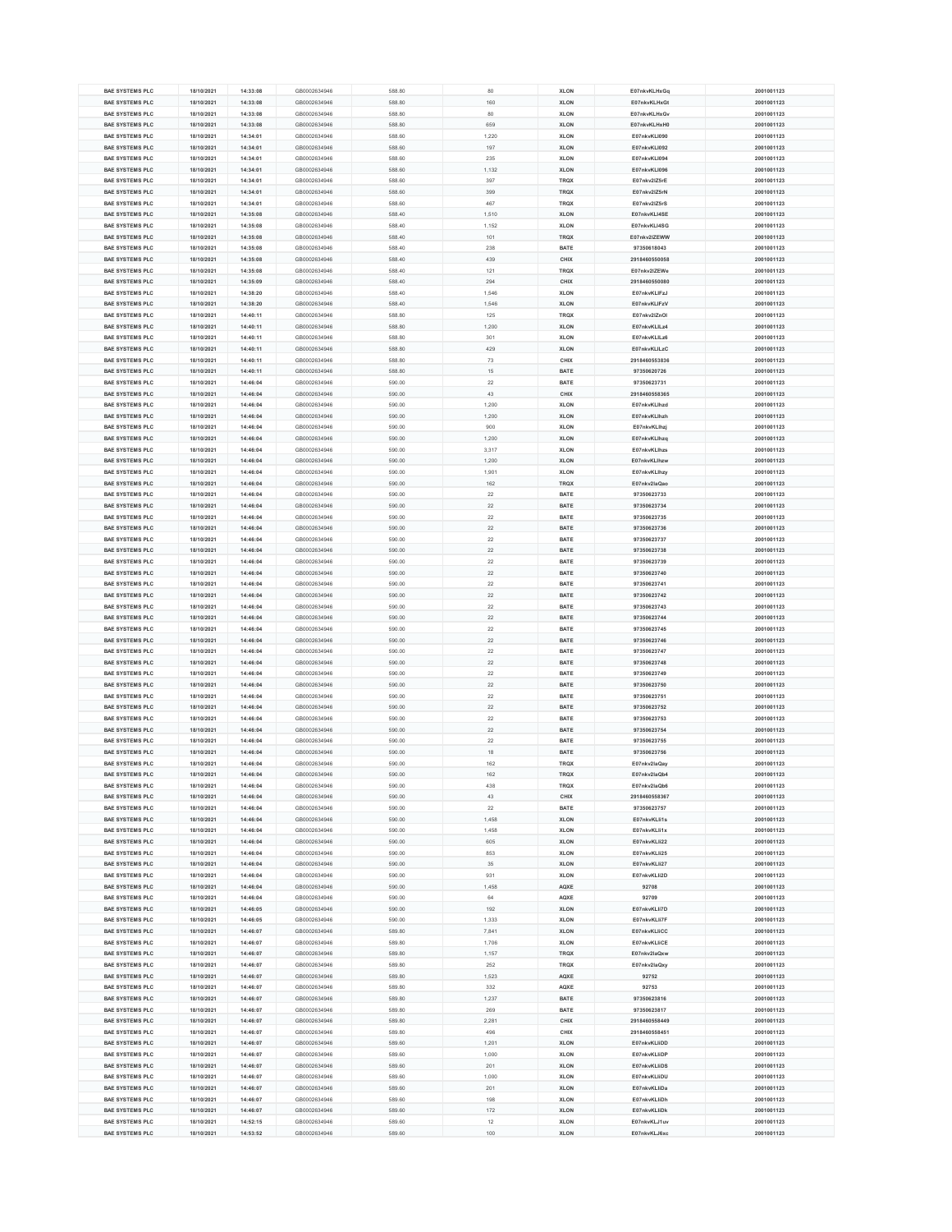| BAE SYSTEMS PLC | 18/10/2021 | 14:33:08 | GB0002634946 | 588.80 | 80 | XLON | E07nkvKLHxGq | 2001001123 |
|---|---|---|---|---|---|---|---|---|
| BAE SYSTEMS PLC | 18/10/2021 | 14:33:08 | GB0002634946 | 588.80 | 160 | XLON | E07nkvKLHxGt | 2001001123 |
| BAE SYSTEMS PLC | 18/10/2021 | 14:33:08 | GB0002634946 | 588.80 | 80 | XLON | E07nkvKLHxGv | 2001001123 |
| BAE SYSTEMS PLC | 18/10/2021 | 14:33:08 | GB0002634946 | 588.80 | 659 | XLON | E07nkvKLHxH0 | 2001001123 |
| BAE SYSTEMS PLC | 18/10/2021 | 14:34:01 | GB0002634946 | 588.60 | 1,220 | XLON | E07nkvKLI090 | 2001001123 |
| BAE SYSTEMS PLC | 18/10/2021 | 14:34:01 | GB0002634946 | 588.60 | 197 | XLON | E07nkvKLI092 | 2001001123 |
| BAE SYSTEMS PLC | 18/10/2021 | 14:34:01 | GB0002634946 | 588.60 | 235 | XLON | E07nkvKLI094 | 2001001123 |
| BAE SYSTEMS PLC | 18/10/2021 | 14:34:01 | GB0002634946 | 588.60 | 1,132 | XLON | E07nkvKLI096 | 2001001123 |
| BAE SYSTEMS PLC | 18/10/2021 | 14:34:01 | GB0002634946 | 588.60 | 397 | TRQX | E07nkv2IZ5rE | 2001001123 |
| BAE SYSTEMS PLC | 18/10/2021 | 14:34:01 | GB0002634946 | 588.60 | 399 | TRQX | E07nkv2IZ5rN | 2001001123 |
| BAE SYSTEMS PLC | 18/10/2021 | 14:34:01 | GB0002634946 | 588.60 | 467 | TRQX | E07nkv2IZ5rS | 2001001123 |
| BAE SYSTEMS PLC | 18/10/2021 | 14:35:08 | GB0002634946 | 588.40 | 1,510 | XLON | E07nkvKLI4SE | 2001001123 |
| BAE SYSTEMS PLC | 18/10/2021 | 14:35:08 | GB0002634946 | 588.40 | 1,152 | XLON | E07nkvKLI4SG | 2001001123 |
| BAE SYSTEMS PLC | 18/10/2021 | 14:35:08 | GB0002634946 | 588.40 | 101 | TRQX | E07nkv2IZEWW | 2001001123 |
| BAE SYSTEMS PLC | 18/10/2021 | 14:35:08 | GB0002634946 | 588.40 | 238 | BATE | 97350618043 | 2001001123 |
| BAE SYSTEMS PLC | 18/10/2021 | 14:35:08 | GB0002634946 | 588.40 | 439 | CHIX | 2918460550058 | 2001001123 |
| BAE SYSTEMS PLC | 18/10/2021 | 14:35:08 | GB0002634946 | 588.40 | 121 | TRQX | E07nkv2IZEWe | 2001001123 |
| BAE SYSTEMS PLC | 18/10/2021 | 14:35:09 | GB0002634946 | 588.40 | 294 | CHIX | 2918460550080 | 2001001123 |
| BAE SYSTEMS PLC | 18/10/2021 | 14:38:20 | GB0002634946 | 588.40 | 1,546 | XLON | E07nkvKLIFzJ | 2001001123 |
| BAE SYSTEMS PLC | 18/10/2021 | 14:38:20 | GB0002634946 | 588.40 | 1,546 | XLON | E07nkvKLIFzV | 2001001123 |
| BAE SYSTEMS PLC | 18/10/2021 | 14:40:11 | GB0002634946 | 588.80 | 125 | TRQX | E07nkv2IZnOI | 2001001123 |
| BAE SYSTEMS PLC | 18/10/2021 | 14:40:11 | GB0002634946 | 588.80 | 1,200 | XLON | E07nkvKLILz4 | 2001001123 |
| BAE SYSTEMS PLC | 18/10/2021 | 14:40:11 | GB0002634946 | 588.80 | 301 | XLON | E07nkvKLILz6 | 2001001123 |
| BAE SYSTEMS PLC | 18/10/2021 | 14:40:11 | GB0002634946 | 588.80 | 429 | XLON | E07nkvKLILzC | 2001001123 |
| BAE SYSTEMS PLC | 18/10/2021 | 14:40:11 | GB0002634946 | 588.80 | 73 | CHIX | 2918460553836 | 2001001123 |
| BAE SYSTEMS PLC | 18/10/2021 | 14:40:11 | GB0002634946 | 588.80 | 15 | BATE | 97350620726 | 2001001123 |
| BAE SYSTEMS PLC | 18/10/2021 | 14:46:04 | GB0002634946 | 590.00 | 22 | BATE | 97350623731 | 2001001123 |
| BAE SYSTEMS PLC | 18/10/2021 | 14:46:04 | GB0002634946 | 590.00 | 43 | CHIX | 2918460558365 | 2001001123 |
| BAE SYSTEMS PLC | 18/10/2021 | 14:46:04 | GB0002634946 | 590.00 | 1,200 | XLON | E07nkvKLIhzd | 2001001123 |
| BAE SYSTEMS PLC | 18/10/2021 | 14:46:04 | GB0002634946 | 590.00 | 1,200 | XLON | E07nkvKLIhzh | 2001001123 |
| BAE SYSTEMS PLC | 18/10/2021 | 14:46:04 | GB0002634946 | 590.00 | 900 | XLON | E07nkvKLIhzj | 2001001123 |
| BAE SYSTEMS PLC | 18/10/2021 | 14:46:04 | GB0002634946 | 590.00 | 1,200 | XLON | E07nkvKLIhzq | 2001001123 |
| BAE SYSTEMS PLC | 18/10/2021 | 14:46:04 | GB0002634946 | 590.00 | 3,317 | XLON | E07nkvKLIhzs | 2001001123 |
| BAE SYSTEMS PLC | 18/10/2021 | 14:46:04 | GB0002634946 | 590.00 | 1,200 | XLON | E07nkvKLIhzw | 2001001123 |
| BAE SYSTEMS PLC | 18/10/2021 | 14:46:04 | GB0002634946 | 590.00 | 1,901 | XLON | E07nkvKLIhzy | 2001001123 |
| BAE SYSTEMS PLC | 18/10/2021 | 14:46:04 | GB0002634946 | 590.00 | 162 | TRQX | E07nkv2IaQao | 2001001123 |
| BAE SYSTEMS PLC | 18/10/2021 | 14:46:04 | GB0002634946 | 590.00 | 22 | BATE | 97350623733 | 2001001123 |
| BAE SYSTEMS PLC | 18/10/2021 | 14:46:04 | GB0002634946 | 590.00 | 22 | BATE | 97350623734 | 2001001123 |
| BAE SYSTEMS PLC | 18/10/2021 | 14:46:04 | GB0002634946 | 590.00 | 22 | BATE | 97350623735 | 2001001123 |
| BAE SYSTEMS PLC | 18/10/2021 | 14:46:04 | GB0002634946 | 590.00 | 22 | BATE | 97350623736 | 2001001123 |
| BAE SYSTEMS PLC | 18/10/2021 | 14:46:04 | GB0002634946 | 590.00 | 22 | BATE | 97350623737 | 2001001123 |
| BAE SYSTEMS PLC | 18/10/2021 | 14:46:04 | GB0002634946 | 590.00 | 22 | BATE | 97350623738 | 2001001123 |
| BAE SYSTEMS PLC | 18/10/2021 | 14:46:04 | GB0002634946 | 590.00 | 22 | BATE | 97350623739 | 2001001123 |
| BAE SYSTEMS PLC | 18/10/2021 | 14:46:04 | GB0002634946 | 590.00 | 22 | BATE | 97350623740 | 2001001123 |
| BAE SYSTEMS PLC | 18/10/2021 | 14:46:04 | GB0002634946 | 590.00 | 22 | BATE | 97350623741 | 2001001123 |
| BAE SYSTEMS PLC | 18/10/2021 | 14:46:04 | GB0002634946 | 590.00 | 22 | BATE | 97350623742 | 2001001123 |
| BAE SYSTEMS PLC | 18/10/2021 | 14:46:04 | GB0002634946 | 590.00 | 22 | BATE | 97350623743 | 2001001123 |
| BAE SYSTEMS PLC | 18/10/2021 | 14:46:04 | GB0002634946 | 590.00 | 22 | BATE | 97350623744 | 2001001123 |
| BAE SYSTEMS PLC | 18/10/2021 | 14:46:04 | GB0002634946 | 590.00 | 22 | BATE | 97350623745 | 2001001123 |
| BAE SYSTEMS PLC | 18/10/2021 | 14:46:04 | GB0002634946 | 590.00 | 22 | BATE | 97350623746 | 2001001123 |
| BAE SYSTEMS PLC | 18/10/2021 | 14:46:04 | GB0002634946 | 590.00 | 22 | BATE | 97350623747 | 2001001123 |
| BAE SYSTEMS PLC | 18/10/2021 | 14:46:04 | GB0002634946 | 590.00 | 22 | BATE | 97350623748 | 2001001123 |
| BAE SYSTEMS PLC | 18/10/2021 | 14:46:04 | GB0002634946 | 590.00 | 22 | BATE | 97350623749 | 2001001123 |
| BAE SYSTEMS PLC | 18/10/2021 | 14:46:04 | GB0002634946 | 590.00 | 22 | BATE | 97350623750 | 2001001123 |
| BAE SYSTEMS PLC | 18/10/2021 | 14:46:04 | GB0002634946 | 590.00 | 22 | BATE | 97350623751 | 2001001123 |
| BAE SYSTEMS PLC | 18/10/2021 | 14:46:04 | GB0002634946 | 590.00 | 22 | BATE | 97350623752 | 2001001123 |
| BAE SYSTEMS PLC | 18/10/2021 | 14:46:04 | GB0002634946 | 590.00 | 22 | BATE | 97350623753 | 2001001123 |
| BAE SYSTEMS PLC | 18/10/2021 | 14:46:04 | GB0002634946 | 590.00 | 22 | BATE | 97350623754 | 2001001123 |
| BAE SYSTEMS PLC | 18/10/2021 | 14:46:04 | GB0002634946 | 590.00 | 22 | BATE | 97350623755 | 2001001123 |
| BAE SYSTEMS PLC | 18/10/2021 | 14:46:04 | GB0002634946 | 590.00 | 18 | BATE | 97350623756 | 2001001123 |
| BAE SYSTEMS PLC | 18/10/2021 | 14:46:04 | GB0002634946 | 590.00 | 162 | TRQX | E07nkv2IaQay | 2001001123 |
| BAE SYSTEMS PLC | 18/10/2021 | 14:46:04 | GB0002634946 | 590.00 | 162 | TRQX | E07nkv2IaQb4 | 2001001123 |
| BAE SYSTEMS PLC | 18/10/2021 | 14:46:04 | GB0002634946 | 590.00 | 438 | TRQX | E07nkv2IaQb6 | 2001001123 |
| BAE SYSTEMS PLC | 18/10/2021 | 14:46:04 | GB0002634946 | 590.00 | 43 | CHIX | 2918460558367 | 2001001123 |
| BAE SYSTEMS PLC | 18/10/2021 | 14:46:04 | GB0002634946 | 590.00 | 22 | BATE | 97350623757 | 2001001123 |
| BAE SYSTEMS PLC | 18/10/2021 | 14:46:04 | GB0002634946 | 590.00 | 1,458 | XLON | E07nkvKLIi1s | 2001001123 |
| BAE SYSTEMS PLC | 18/10/2021 | 14:46:04 | GB0002634946 | 590.00 | 1,458 | XLON | E07nkvKLIi1x | 2001001123 |
| BAE SYSTEMS PLC | 18/10/2021 | 14:46:04 | GB0002634946 | 590.00 | 605 | XLON | E07nkvKLIi22 | 2001001123 |
| BAE SYSTEMS PLC | 18/10/2021 | 14:46:04 | GB0002634946 | 590.00 | 853 | XLON | E07nkvKLIi25 | 2001001123 |
| BAE SYSTEMS PLC | 18/10/2021 | 14:46:04 | GB0002634946 | 590.00 | 35 | XLON | E07nkvKLIi27 | 2001001123 |
| BAE SYSTEMS PLC | 18/10/2021 | 14:46:04 | GB0002634946 | 590.00 | 931 | XLON | E07nkvKLIi2D | 2001001123 |
| BAE SYSTEMS PLC | 18/10/2021 | 14:46:04 | GB0002634946 | 590.00 | 1,458 | AQXE | 92708 | 2001001123 |
| BAE SYSTEMS PLC | 18/10/2021 | 14:46:04 | GB0002634946 | 590.00 | 64 | AQXE | 92709 | 2001001123 |
| BAE SYSTEMS PLC | 18/10/2021 | 14:46:05 | GB0002634946 | 590.00 | 192 | XLON | E07nkvKLIi7D | 2001001123 |
| BAE SYSTEMS PLC | 18/10/2021 | 14:46:05 | GB0002634946 | 590.00 | 1,333 | XLON | E07nkvKLIi7F | 2001001123 |
| BAE SYSTEMS PLC | 18/10/2021 | 14:46:07 | GB0002634946 | 589.80 | 7,841 | XLON | E07nkvKLIiCC | 2001001123 |
| BAE SYSTEMS PLC | 18/10/2021 | 14:46:07 | GB0002634946 | 589.80 | 1,706 | XLON | E07nkvKLIiCE | 2001001123 |
| BAE SYSTEMS PLC | 18/10/2021 | 14:46:07 | GB0002634946 | 589.80 | 1,157 | TRQX | E07nkv2IaQxw | 2001001123 |
| BAE SYSTEMS PLC | 18/10/2021 | 14:46:07 | GB0002634946 | 589.80 | 252 | TRQX | E07nkv2IaQxy | 2001001123 |
| BAE SYSTEMS PLC | 18/10/2021 | 14:46:07 | GB0002634946 | 589.80 | 1,523 | AQXE | 92752 | 2001001123 |
| BAE SYSTEMS PLC | 18/10/2021 | 14:46:07 | GB0002634946 | 589.80 | 332 | AQXE | 92753 | 2001001123 |
| BAE SYSTEMS PLC | 18/10/2021 | 14:46:07 | GB0002634946 | 589.80 | 1,237 | BATE | 97350623816 | 2001001123 |
| BAE SYSTEMS PLC | 18/10/2021 | 14:46:07 | GB0002634946 | 589.80 | 269 | BATE | 97350623817 | 2001001123 |
| BAE SYSTEMS PLC | 18/10/2021 | 14:46:07 | GB0002634946 | 589.80 | 2,281 | CHIX | 2918460558449 | 2001001123 |
| BAE SYSTEMS PLC | 18/10/2021 | 14:46:07 | GB0002634946 | 589.80 | 496 | CHIX | 2918460558451 | 2001001123 |
| BAE SYSTEMS PLC | 18/10/2021 | 14:46:07 | GB0002634946 | 589.60 | 1,201 | XLON | E07nkvKLIiDD | 2001001123 |
| BAE SYSTEMS PLC | 18/10/2021 | 14:46:07 | GB0002634946 | 589.60 | 1,000 | XLON | E07nkvKLIiDP | 2001001123 |
| BAE SYSTEMS PLC | 18/10/2021 | 14:46:07 | GB0002634946 | 589.60 | 201 | XLON | E07nkvKLIiDS | 2001001123 |
| BAE SYSTEMS PLC | 18/10/2021 | 14:46:07 | GB0002634946 | 589.60 | 1,000 | XLON | E07nkvKLIiDU | 2001001123 |
| BAE SYSTEMS PLC | 18/10/2021 | 14:46:07 | GB0002634946 | 589.60 | 201 | XLON | E07nkvKLIiDa | 2001001123 |
| BAE SYSTEMS PLC | 18/10/2021 | 14:46:07 | GB0002634946 | 589.60 | 198 | XLON | E07nkvKLIiDh | 2001001123 |
| BAE SYSTEMS PLC | 18/10/2021 | 14:46:07 | GB0002634946 | 589.60 | 172 | XLON | E07nkvKLIiDk | 2001001123 |
| BAE SYSTEMS PLC | 18/10/2021 | 14:52:15 | GB0002634946 | 589.60 | 12 | XLON | E07nkvKLJ1uv | 2001001123 |
| BAE SYSTEMS PLC | 18/10/2021 | 14:53:52 | GB0002634946 | 589.60 | 100 | XLON | E07nkvKLJ6xc | 2001001123 |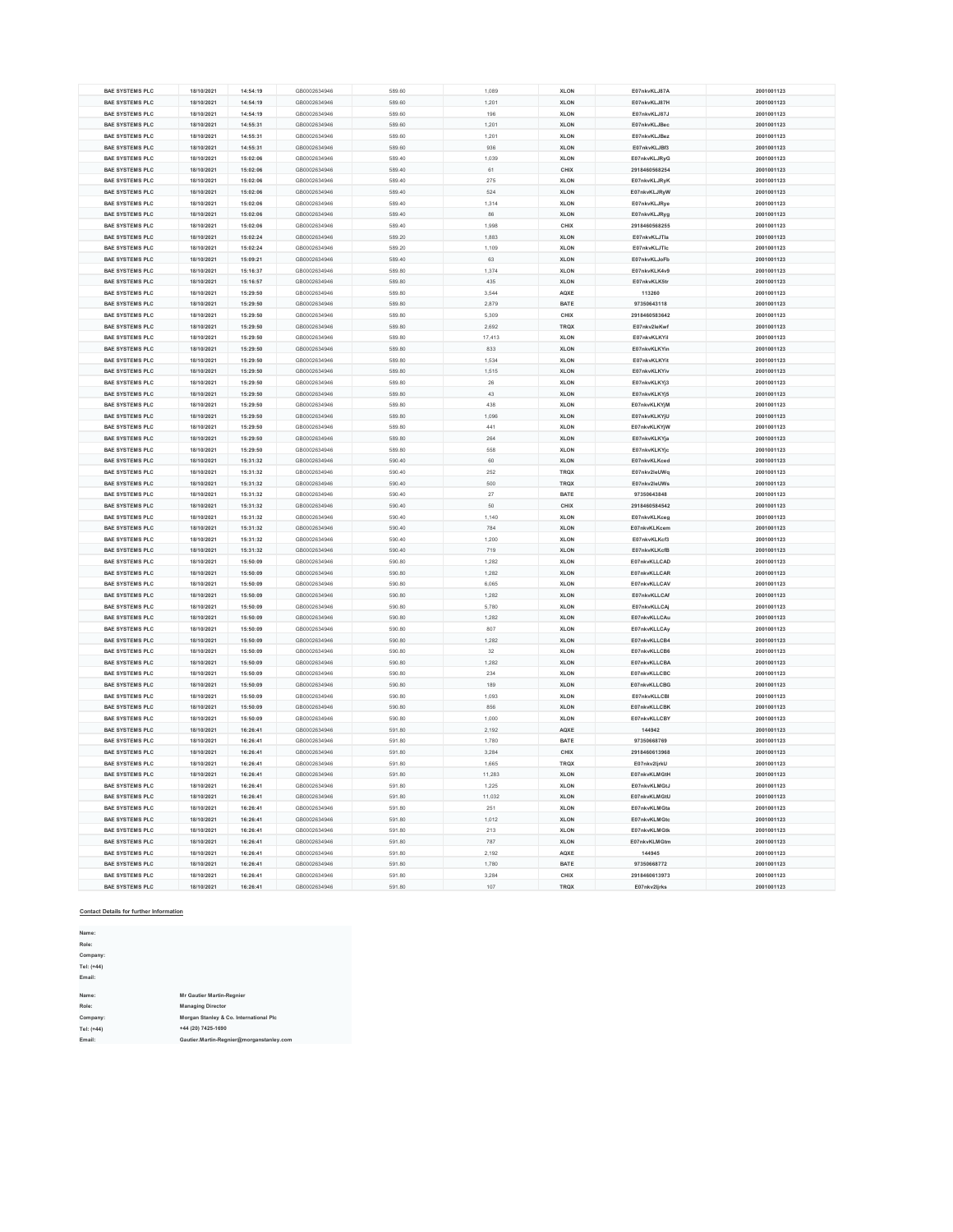| | | | | | | | | |
|---|---|---|---|---|---|---|---|---|
| BAE SYSTEMS PLC | 18/10/2021 | 14:54:19 | GB0002634946 | 589.60 | 1,089 | XLON | E07nkvKLJ87A | 2001001123 |
| BAE SYSTEMS PLC | 18/10/2021 | 14:54:19 | GB0002634946 | 589.60 | 1,201 | XLON | E07nkvKLJ87H | 2001001123 |
| BAE SYSTEMS PLC | 18/10/2021 | 14:54:19 | GB0002634946 | 589.60 | 196 | XLON | E07nkvKLJ87J | 2001001123 |
| BAE SYSTEMS PLC | 18/10/2021 | 14:55:31 | GB0002634946 | 589.60 | 1,201 | XLON | E07nkvKLJBec | 2001001123 |
| BAE SYSTEMS PLC | 18/10/2021 | 14:55:31 | GB0002634946 | 589.60 | 1,201 | XLON | E07nkvKLJBez | 2001001123 |
| BAE SYSTEMS PLC | 18/10/2021 | 14:55:31 | GB0002634946 | 589.60 | 936 | XLON | E07nkvKLJBf3 | 2001001123 |
| BAE SYSTEMS PLC | 18/10/2021 | 15:02:06 | GB0002634946 | 589.40 | 1,039 | XLON | E07nkvKLJRyG | 2001001123 |
| BAE SYSTEMS PLC | 18/10/2021 | 15:02:06 | GB0002634946 | 589.40 | 61 | CHIX | 2918460568254 | 2001001123 |
| BAE SYSTEMS PLC | 18/10/2021 | 15:02:06 | GB0002634946 | 589.40 | 275 | XLON | E07nkvKLJRyK | 2001001123 |
| BAE SYSTEMS PLC | 18/10/2021 | 15:02:06 | GB0002634946 | 589.40 | 524 | XLON | E07nkvKLJRyW | 2001001123 |
| BAE SYSTEMS PLC | 18/10/2021 | 15:02:06 | GB0002634946 | 589.40 | 1,314 | XLON | E07nkvKLJRye | 2001001123 |
| BAE SYSTEMS PLC | 18/10/2021 | 15:02:06 | GB0002634946 | 589.40 | 86 | XLON | E07nkvKLJRyg | 2001001123 |
| BAE SYSTEMS PLC | 18/10/2021 | 15:02:06 | GB0002634946 | 589.40 | 1,998 | CHIX | 2918460568255 | 2001001123 |
| BAE SYSTEMS PLC | 18/10/2021 | 15:02:24 | GB0002634946 | 589.20 | 1,883 | XLON | E07nkvKLJTla | 2001001123 |
| BAE SYSTEMS PLC | 18/10/2021 | 15:02:24 | GB0002634946 | 589.20 | 1,109 | XLON | E07nkvKLJTlc | 2001001123 |
| BAE SYSTEMS PLC | 18/10/2021 | 15:09:21 | GB0002634946 | 589.40 | 63 | XLON | E07nkvKLJoFb | 2001001123 |
| BAE SYSTEMS PLC | 18/10/2021 | 15:16:37 | GB0002634946 | 589.80 | 1,374 | XLON | E07nkvKLK4v9 | 2001001123 |
| BAE SYSTEMS PLC | 18/10/2021 | 15:16:57 | GB0002634946 | 589.80 | 435 | XLON | E07nkvKLK5tr | 2001001123 |
| BAE SYSTEMS PLC | 18/10/2021 | 15:29:50 | GB0002634946 | 589.80 | 3,544 | AQXE | 113260 | 2001001123 |
| BAE SYSTEMS PLC | 18/10/2021 | 15:29:50 | GB0002634946 | 589.80 | 2,879 | BATE | 97350643118 | 2001001123 |
| BAE SYSTEMS PLC | 18/10/2021 | 15:29:50 | GB0002634946 | 589.80 | 5,309 | CHIX | 2918460583642 | 2001001123 |
| BAE SYSTEMS PLC | 18/10/2021 | 15:29:50 | GB0002634946 | 589.80 | 2,692 | TRQX | E07nkv2leKwf | 2001001123 |
| BAE SYSTEMS PLC | 18/10/2021 | 15:29:50 | GB0002634946 | 589.80 | 17,413 | XLON | E07nkvKLKYil | 2001001123 |
| BAE SYSTEMS PLC | 18/10/2021 | 15:29:50 | GB0002634946 | 589.80 | 833 | XLON | E07nkvKLKYin | 2001001123 |
| BAE SYSTEMS PLC | 18/10/2021 | 15:29:50 | GB0002634946 | 589.80 | 1,534 | XLON | E07nkvKLKYit | 2001001123 |
| BAE SYSTEMS PLC | 18/10/2021 | 15:29:50 | GB0002634946 | 589.80 | 1,515 | XLON | E07nkvKLKYiv | 2001001123 |
| BAE SYSTEMS PLC | 18/10/2021 | 15:29:50 | GB0002634946 | 589.80 | 26 | XLON | E07nkvKLKYj3 | 2001001123 |
| BAE SYSTEMS PLC | 18/10/2021 | 15:29:50 | GB0002634946 | 589.80 | 43 | XLON | E07nkvKLKYj5 | 2001001123 |
| BAE SYSTEMS PLC | 18/10/2021 | 15:29:50 | GB0002634946 | 589.80 | 438 | XLON | E07nkvKLKYjM | 2001001123 |
| BAE SYSTEMS PLC | 18/10/2021 | 15:29:50 | GB0002634946 | 589.80 | 1,096 | XLON | E07nkvKLKYjU | 2001001123 |
| BAE SYSTEMS PLC | 18/10/2021 | 15:29:50 | GB0002634946 | 589.80 | 441 | XLON | E07nkvKLKYjW | 2001001123 |
| BAE SYSTEMS PLC | 18/10/2021 | 15:29:50 | GB0002634946 | 589.80 | 264 | XLON | E07nkvKLKYja | 2001001123 |
| BAE SYSTEMS PLC | 18/10/2021 | 15:29:50 | GB0002634946 | 589.80 | 558 | XLON | E07nkvKLKYjc | 2001001123 |
| BAE SYSTEMS PLC | 18/10/2021 | 15:31:32 | GB0002634946 | 590.40 | 60 | XLON | E07nkvKLKced | 2001001123 |
| BAE SYSTEMS PLC | 18/10/2021 | 15:31:32 | GB0002634946 | 590.40 | 252 | TRQX | E07nkv2leUWq | 2001001123 |
| BAE SYSTEMS PLC | 18/10/2021 | 15:31:32 | GB0002634946 | 590.40 | 500 | TRQX | E07nkv2leUWs | 2001001123 |
| BAE SYSTEMS PLC | 18/10/2021 | 15:31:32 | GB0002634946 | 590.40 | 27 | BATE | 97350643848 | 2001001123 |
| BAE SYSTEMS PLC | 18/10/2021 | 15:31:32 | GB0002634946 | 590.40 | 50 | CHIX | 2918460584542 | 2001001123 |
| BAE SYSTEMS PLC | 18/10/2021 | 15:31:32 | GB0002634946 | 590.40 | 1,140 | XLON | E07nkvKLKceg | 2001001123 |
| BAE SYSTEMS PLC | 18/10/2021 | 15:31:32 | GB0002634946 | 590.40 | 784 | XLON | E07nkvKLKcem | 2001001123 |
| BAE SYSTEMS PLC | 18/10/2021 | 15:31:32 | GB0002634946 | 590.40 | 1,200 | XLON | E07nkvKLKcf3 | 2001001123 |
| BAE SYSTEMS PLC | 18/10/2021 | 15:31:32 | GB0002634946 | 590.40 | 719 | XLON | E07nkvKLKcfB | 2001001123 |
| BAE SYSTEMS PLC | 18/10/2021 | 15:50:09 | GB0002634946 | 590.80 | 1,282 | XLON | E07nkvKLLCAD | 2001001123 |
| BAE SYSTEMS PLC | 18/10/2021 | 15:50:09 | GB0002634946 | 590.80 | 1,282 | XLON | E07nkvKLLCAR | 2001001123 |
| BAE SYSTEMS PLC | 18/10/2021 | 15:50:09 | GB0002634946 | 590.80 | 6,065 | XLON | E07nkvKLLCAV | 2001001123 |
| BAE SYSTEMS PLC | 18/10/2021 | 15:50:09 | GB0002634946 | 590.80 | 1,282 | XLON | E07nkvKLLCAf | 2001001123 |
| BAE SYSTEMS PLC | 18/10/2021 | 15:50:09 | GB0002634946 | 590.80 | 5,780 | XLON | E07nkvKLLCAj | 2001001123 |
| BAE SYSTEMS PLC | 18/10/2021 | 15:50:09 | GB0002634946 | 590.80 | 1,282 | XLON | E07nkvKLLCAu | 2001001123 |
| BAE SYSTEMS PLC | 18/10/2021 | 15:50:09 | GB0002634946 | 590.80 | 807 | XLON | E07nkvKLLCAy | 2001001123 |
| BAE SYSTEMS PLC | 18/10/2021 | 15:50:09 | GB0002634946 | 590.80 | 1,282 | XLON | E07nkvKLLCB4 | 2001001123 |
| BAE SYSTEMS PLC | 18/10/2021 | 15:50:09 | GB0002634946 | 590.80 | 32 | XLON | E07nkvKLLCB6 | 2001001123 |
| BAE SYSTEMS PLC | 18/10/2021 | 15:50:09 | GB0002634946 | 590.80 | 1,282 | XLON | E07nkvKLLCBA | 2001001123 |
| BAE SYSTEMS PLC | 18/10/2021 | 15:50:09 | GB0002634946 | 590.80 | 234 | XLON | E07nkvKLLCBC | 2001001123 |
| BAE SYSTEMS PLC | 18/10/2021 | 15:50:09 | GB0002634946 | 590.80 | 189 | XLON | E07nkvKLLCBG | 2001001123 |
| BAE SYSTEMS PLC | 18/10/2021 | 15:50:09 | GB0002634946 | 590.80 | 1,093 | XLON | E07nkvKLLCBI | 2001001123 |
| BAE SYSTEMS PLC | 18/10/2021 | 15:50:09 | GB0002634946 | 590.80 | 856 | XLON | E07nkvKLLCBK | 2001001123 |
| BAE SYSTEMS PLC | 18/10/2021 | 15:50:09 | GB0002634946 | 590.80 | 1,000 | XLON | E07nkvKLLCBY | 2001001123 |
| BAE SYSTEMS PLC | 18/10/2021 | 16:26:41 | GB0002634946 | 591.80 | 2,192 | AQXE | 144942 | 2001001123 |
| BAE SYSTEMS PLC | 18/10/2021 | 16:26:41 | GB0002634946 | 591.80 | 1,780 | BATE | 97350668769 | 2001001123 |
| BAE SYSTEMS PLC | 18/10/2021 | 16:26:41 | GB0002634946 | 591.80 | 3,284 | CHIX | 2918460613968 | 2001001123 |
| BAE SYSTEMS PLC | 18/10/2021 | 16:26:41 | GB0002634946 | 591.80 | 1,665 | TRQX | E07nkv2ljrkU | 2001001123 |
| BAE SYSTEMS PLC | 18/10/2021 | 16:26:41 | GB0002634946 | 591.80 | 11,283 | XLON | E07nkvKLMGtH | 2001001123 |
| BAE SYSTEMS PLC | 18/10/2021 | 16:26:41 | GB0002634946 | 591.80 | 1,225 | XLON | E07nkvKLMGtJ | 2001001123 |
| BAE SYSTEMS PLC | 18/10/2021 | 16:26:41 | GB0002634946 | 591.80 | 11,032 | XLON | E07nkvKLMGtU | 2001001123 |
| BAE SYSTEMS PLC | 18/10/2021 | 16:26:41 | GB0002634946 | 591.80 | 251 | XLON | E07nkvKLMGta | 2001001123 |
| BAE SYSTEMS PLC | 18/10/2021 | 16:26:41 | GB0002634946 | 591.80 | 1,012 | XLON | E07nkvKLMGtc | 2001001123 |
| BAE SYSTEMS PLC | 18/10/2021 | 16:26:41 | GB0002634946 | 591.80 | 213 | XLON | E07nkvKLMGtk | 2001001123 |
| BAE SYSTEMS PLC | 18/10/2021 | 16:26:41 | GB0002634946 | 591.80 | 787 | XLON | E07nkvKLMGtm | 2001001123 |
| BAE SYSTEMS PLC | 18/10/2021 | 16:26:41 | GB0002634946 | 591.80 | 2,192 | AQXE | 144945 | 2001001123 |
| BAE SYSTEMS PLC | 18/10/2021 | 16:26:41 | GB0002634946 | 591.80 | 1,780 | BATE | 97350668772 | 2001001123 |
| BAE SYSTEMS PLC | 18/10/2021 | 16:26:41 | GB0002634946 | 591.80 | 3,284 | CHIX | 2918460613973 | 2001001123 |
| BAE SYSTEMS PLC | 18/10/2021 | 16:26:41 | GB0002634946 | 591.80 | 107 | TRQX | E07nkv2ljrks | 2001001123 |

**Contact Details for further Information**

| | |
|---|---|
| Name: | |
| Role: | |
| Company: | |
| Tel: (+44) | |
| Email: | |
| | |
| Name: | Mr Gautier Martin-Regnier |
| Role: | Managing Director |
| Company: | Morgan Stanley & Co. International Plc |
| Tel: (+44) | +44 (20) 7425-1690 |
| Email: | Gautier.Martin-Regnier@morganstanley.com |